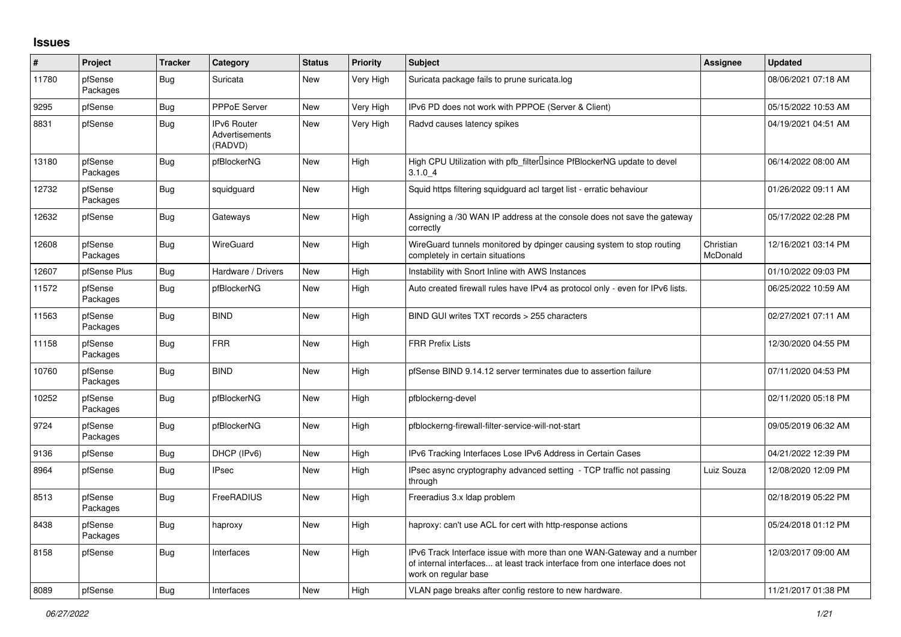## Issues

| # | Project | Tracker | Category | Status | Priority | Subject | Assignee | Updated |
|---|---|---|---|---|---|---|---|---|
| 11780 | pfSense Packages | Bug | Suricata | New | Very High | Suricata package fails to prune suricata.log | | 08/06/2021 07:18 AM |
| 9295 | pfSense | Bug | PPPoE Server | New | Very High | IPv6 PD does not work with PPPOE (Server & Client) | | 05/15/2022 10:53 AM |
| 8831 | pfSense | Bug | IPv6 Router Advertisements (RADVD) | New | Very High | Radvd causes latency spikes | | 04/19/2021 04:51 AM |
| 13180 | pfSense Packages | Bug | pfBlockerNG | New | High | High CPU Utilization with pfb_filter since PfBlockerNG update to devel 3.1.0_4 | | 06/14/2022 08:00 AM |
| 12732 | pfSense Packages | Bug | squidguard | New | High | Squid https filtering squidguard acl target list - erratic behaviour | | 01/26/2022 09:11 AM |
| 12632 | pfSense | Bug | Gateways | New | High | Assigning a /30 WAN IP address at the console does not save the gateway correctly | | 05/17/2022 02:28 PM |
| 12608 | pfSense Packages | Bug | WireGuard | New | High | WireGuard tunnels monitored by dpinger causing system to stop routing completely in certain situations | Christian McDonald | 12/16/2021 03:14 PM |
| 12607 | pfSense Plus | Bug | Hardware / Drivers | New | High | Instability with Snort Inline with AWS Instances | | 01/10/2022 09:03 PM |
| 11572 | pfSense Packages | Bug | pfBlockerNG | New | High | Auto created firewall rules have IPv4 as protocol only - even for IPv6 lists. | | 06/25/2022 10:59 AM |
| 11563 | pfSense Packages | Bug | BIND | New | High | BIND GUI writes TXT records > 255 characters | | 02/27/2021 07:11 AM |
| 11158 | pfSense Packages | Bug | FRR | New | High | FRR Prefix Lists | | 12/30/2020 04:55 PM |
| 10760 | pfSense Packages | Bug | BIND | New | High | pfSense BIND 9.14.12 server terminates due to assertion failure | | 07/11/2020 04:53 PM |
| 10252 | pfSense Packages | Bug | pfBlockerNG | New | High | pfblockerng-devel | | 02/11/2020 05:18 PM |
| 9724 | pfSense Packages | Bug | pfBlockerNG | New | High | pfblockerng-firewall-filter-service-will-not-start | | 09/05/2019 06:32 AM |
| 9136 | pfSense | Bug | DHCP (IPv6) | New | High | IPv6 Tracking Interfaces Lose IPv6 Address in Certain Cases | | 04/21/2022 12:39 PM |
| 8964 | pfSense | Bug | IPsec | New | High | IPsec async cryptography advanced setting - TCP traffic not passing through | Luiz Souza | 12/08/2020 12:09 PM |
| 8513 | pfSense Packages | Bug | FreeRADIUS | New | High | Freeradius 3.x ldap problem | | 02/18/2019 05:22 PM |
| 8438 | pfSense Packages | Bug | haproxy | New | High | haproxy: can't use ACL for cert with http-response actions | | 05/24/2018 01:12 PM |
| 8158 | pfSense | Bug | Interfaces | New | High | IPv6 Track Interface issue with more than one WAN-Gateway and a number of internal interfaces... at least track interface from one interface does not work on regular base | | 12/03/2017 09:00 AM |
| 8089 | pfSense | Bug | Interfaces | New | High | VLAN page breaks after config restore to new hardware. | | 11/21/2017 01:38 PM |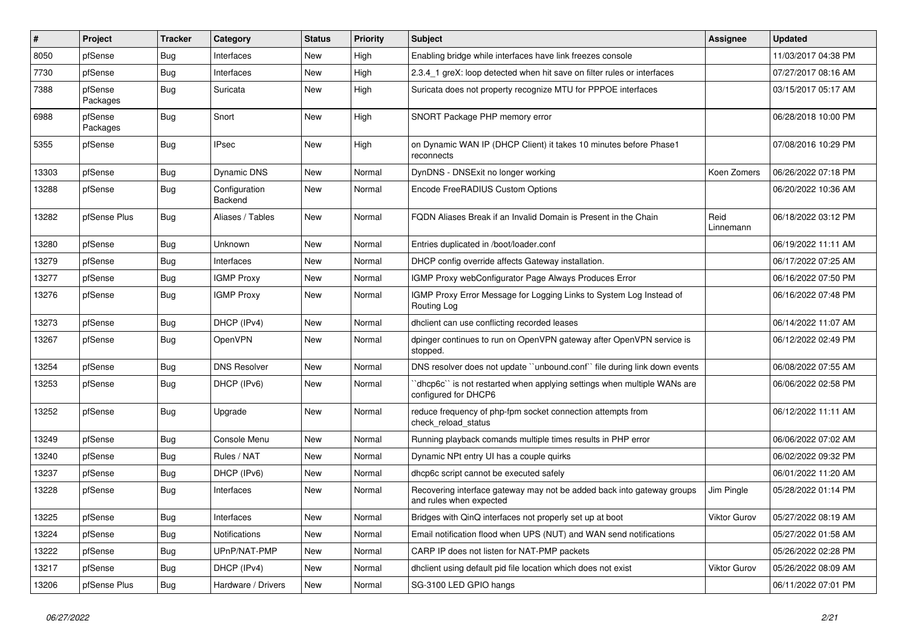| # | Project | Tracker | Category | Status | Priority | Subject | Assignee | Updated |
|---|---|---|---|---|---|---|---|---|
| 8050 | pfSense | Bug | Interfaces | New | High | Enabling bridge while interfaces have link freezes console | | 11/03/2017 04:38 PM |
| 7730 | pfSense | Bug | Interfaces | New | High | 2.3.4_1 greX: loop detected when hit save on filter rules or interfaces | | 07/27/2017 08:16 AM |
| 7388 | pfSense Packages | Bug | Suricata | New | High | Suricata does not property recognize MTU for PPPOE interfaces | | 03/15/2017 05:17 AM |
| 6988 | pfSense Packages | Bug | Snort | New | High | SNORT Package PHP memory error | | 06/28/2018 10:00 PM |
| 5355 | pfSense | Bug | IPsec | New | High | on Dynamic WAN IP (DHCP Client) it takes 10 minutes before Phase1 reconnects | | 07/08/2016 10:29 PM |
| 13303 | pfSense | Bug | Dynamic DNS | New | Normal | DynDNS - DNSExit no longer working | Koen Zomers | 06/26/2022 07:18 PM |
| 13288 | pfSense | Bug | Configuration Backend | New | Normal | Encode FreeRADIUS Custom Options | | 06/20/2022 10:36 AM |
| 13282 | pfSense Plus | Bug | Aliases / Tables | New | Normal | FQDN Aliases Break if an Invalid Domain is Present in the Chain | Reid Linnemann | 06/18/2022 03:12 PM |
| 13280 | pfSense | Bug | Unknown | New | Normal | Entries duplicated in /boot/loader.conf | | 06/19/2022 11:11 AM |
| 13279 | pfSense | Bug | Interfaces | New | Normal | DHCP config override affects Gateway installation. | | 06/17/2022 07:25 AM |
| 13277 | pfSense | Bug | IGMP Proxy | New | Normal | IGMP Proxy webConfigurator Page Always Produces Error | | 06/16/2022 07:50 PM |
| 13276 | pfSense | Bug | IGMP Proxy | New | Normal | IGMP Proxy Error Message for Logging Links to System Log Instead of Routing Log | | 06/16/2022 07:48 PM |
| 13273 | pfSense | Bug | DHCP (IPv4) | New | Normal | dhclient can use conflicting recorded leases | | 06/14/2022 11:07 AM |
| 13267 | pfSense | Bug | OpenVPN | New | Normal | dpinger continues to run on OpenVPN gateway after OpenVPN service is stopped. | | 06/12/2022 02:49 PM |
| 13254 | pfSense | Bug | DNS Resolver | New | Normal | DNS resolver does not update ``unbound.conf`` file during link down events | | 06/08/2022 07:55 AM |
| 13253 | pfSense | Bug | DHCP (IPv6) | New | Normal | ``dhcp6c`` is not restarted when applying settings when multiple WANs are configured for DHCP6 | | 06/06/2022 02:58 PM |
| 13252 | pfSense | Bug | Upgrade | New | Normal | reduce frequency of php-fpm socket connection attempts from check_reload_status | | 06/12/2022 11:11 AM |
| 13249 | pfSense | Bug | Console Menu | New | Normal | Running playback comands multiple times results in PHP error | | 06/06/2022 07:02 AM |
| 13240 | pfSense | Bug | Rules / NAT | New | Normal | Dynamic NPt entry UI has a couple quirks | | 06/02/2022 09:32 PM |
| 13237 | pfSense | Bug | DHCP (IPv6) | New | Normal | dhcp6c script cannot be executed safely | | 06/01/2022 11:20 AM |
| 13228 | pfSense | Bug | Interfaces | New | Normal | Recovering interface gateway may not be added back into gateway groups and rules when expected | Jim Pingle | 05/28/2022 01:14 PM |
| 13225 | pfSense | Bug | Interfaces | New | Normal | Bridges with QinQ interfaces not properly set up at boot | Viktor Gurov | 05/27/2022 08:19 AM |
| 13224 | pfSense | Bug | Notifications | New | Normal | Email notification flood when UPS (NUT) and WAN send notifications | | 05/27/2022 01:58 AM |
| 13222 | pfSense | Bug | UPnP/NAT-PMP | New | Normal | CARP IP does not listen for NAT-PMP packets | | 05/26/2022 02:28 PM |
| 13217 | pfSense | Bug | DHCP (IPv4) | New | Normal | dhclient using default pid file location which does not exist | Viktor Gurov | 05/26/2022 08:09 AM |
| 13206 | pfSense Plus | Bug | Hardware / Drivers | New | Normal | SG-3100 LED GPIO hangs | | 06/11/2022 07:01 PM |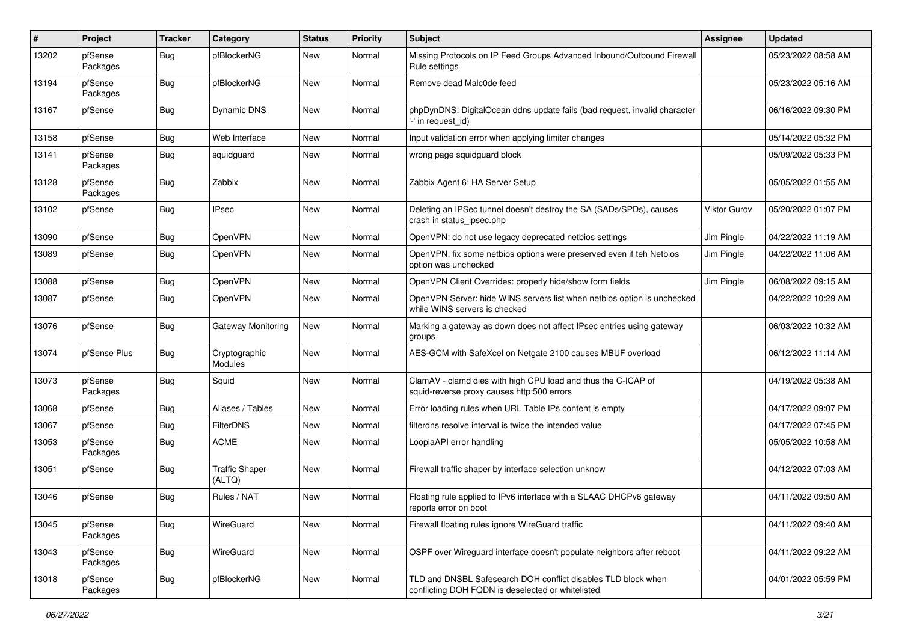| # | Project | Tracker | Category | Status | Priority | Subject | Assignee | Updated |
|---|---|---|---|---|---|---|---|---|
| 13202 | pfSense Packages | Bug | pfBlockerNG | New | Normal | Missing Protocols on IP Feed Groups Advanced Inbound/Outbound Firewall Rule settings | | 05/23/2022 08:58 AM |
| 13194 | pfSense Packages | Bug | pfBlockerNG | New | Normal | Remove dead Malc0de feed | | 05/23/2022 05:16 AM |
| 13167 | pfSense | Bug | Dynamic DNS | New | Normal | phpDynDNS: DigitalOcean ddns update fails (bad request, invalid character '-' in request_id) | | 06/16/2022 09:30 PM |
| 13158 | pfSense | Bug | Web Interface | New | Normal | Input validation error when applying limiter changes | | 05/14/2022 05:32 PM |
| 13141 | pfSense Packages | Bug | squidguard | New | Normal | wrong page squidguard block | | 05/09/2022 05:33 PM |
| 13128 | pfSense Packages | Bug | Zabbix | New | Normal | Zabbix Agent 6: HA Server Setup | | 05/05/2022 01:55 AM |
| 13102 | pfSense | Bug | IPsec | New | Normal | Deleting an IPSec tunnel doesn't destroy the SA (SADs/SPDs), causes crash in status_ipsec.php | Viktor Gurov | 05/20/2022 01:07 PM |
| 13090 | pfSense | Bug | OpenVPN | New | Normal | OpenVPN: do not use legacy deprecated netbios settings | Jim Pingle | 04/22/2022 11:19 AM |
| 13089 | pfSense | Bug | OpenVPN | New | Normal | OpenVPN: fix some netbios options were preserved even if teh Netbios option was unchecked | Jim Pingle | 04/22/2022 11:06 AM |
| 13088 | pfSense | Bug | OpenVPN | New | Normal | OpenVPN Client Overrides: properly hide/show form fields | Jim Pingle | 06/08/2022 09:15 AM |
| 13087 | pfSense | Bug | OpenVPN | New | Normal | OpenVPN Server: hide WINS servers list when netbios option is unchecked while WINS servers is checked | | 04/22/2022 10:29 AM |
| 13076 | pfSense | Bug | Gateway Monitoring | New | Normal | Marking a gateway as down does not affect IPsec entries using gateway groups | | 06/03/2022 10:32 AM |
| 13074 | pfSense Plus | Bug | Cryptographic Modules | New | Normal | AES-GCM with SafeXcel on Netgate 2100 causes MBUF overload | | 06/12/2022 11:14 AM |
| 13073 | pfSense Packages | Bug | Squid | New | Normal | ClamAV - clamd dies with high CPU load and thus the C-ICAP of squid-reverse proxy causes http:500 errors | | 04/19/2022 05:38 AM |
| 13068 | pfSense | Bug | Aliases / Tables | New | Normal | Error loading rules when URL Table IPs content is empty | | 04/17/2022 09:07 PM |
| 13067 | pfSense | Bug | FilterDNS | New | Normal | filterdns resolve interval is twice the intended value | | 04/17/2022 07:45 PM |
| 13053 | pfSense Packages | Bug | ACME | New | Normal | LoopiaAPI error handling | | 05/05/2022 10:58 AM |
| 13051 | pfSense | Bug | Traffic Shaper (ALTQ) | New | Normal | Firewall traffic shaper by interface selection unknow | | 04/12/2022 07:03 AM |
| 13046 | pfSense | Bug | Rules / NAT | New | Normal | Floating rule applied to IPv6 interface with a SLAAC DHCPv6 gateway reports error on boot | | 04/11/2022 09:50 AM |
| 13045 | pfSense Packages | Bug | WireGuard | New | Normal | Firewall floating rules ignore WireGuard traffic | | 04/11/2022 09:40 AM |
| 13043 | pfSense Packages | Bug | WireGuard | New | Normal | OSPF over Wireguard interface doesn't populate neighbors after reboot | | 04/11/2022 09:22 AM |
| 13018 | pfSense Packages | Bug | pfBlockerNG | New | Normal | TLD and DNSBL Safesearch DOH conflict disables TLD block when conflicting DOH FQDN is deselected or whitelisted | | 04/01/2022 05:59 PM |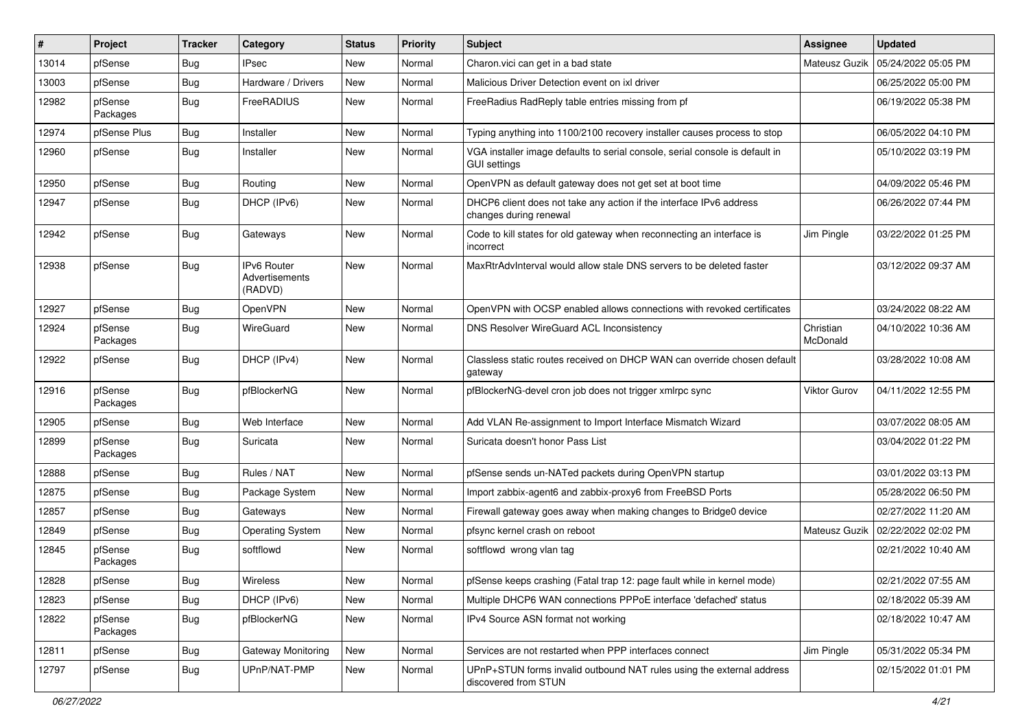| # | Project | Tracker | Category | Status | Priority | Subject | Assignee | Updated |
|---|---|---|---|---|---|---|---|---|
| 13014 | pfSense | Bug | IPsec | New | Normal | Charon.vici can get in a bad state | Mateusz Guzik | 05/24/2022 05:05 PM |
| 13003 | pfSense | Bug | Hardware / Drivers | New | Normal | Malicious Driver Detection event on ixl driver | | 06/25/2022 05:00 PM |
| 12982 | pfSense Packages | Bug | FreeRADIUS | New | Normal | FreeRadius RadReply table entries missing from pf | | 06/19/2022 05:38 PM |
| 12974 | pfSense Plus | Bug | Installer | New | Normal | Typing anything into 1100/2100 recovery installer causes process to stop | | 06/05/2022 04:10 PM |
| 12960 | pfSense | Bug | Installer | New | Normal | VGA installer image defaults to serial console, serial console is default in GUI settings | | 05/10/2022 03:19 PM |
| 12950 | pfSense | Bug | Routing | New | Normal | OpenVPN as default gateway does not get set at boot time | | 04/09/2022 05:46 PM |
| 12947 | pfSense | Bug | DHCP (IPv6) | New | Normal | DHCP6 client does not take any action if the interface IPv6 address changes during renewal | | 06/26/2022 07:44 PM |
| 12942 | pfSense | Bug | Gateways | New | Normal | Code to kill states for old gateway when reconnecting an interface is incorrect | Jim Pingle | 03/22/2022 01:25 PM |
| 12938 | pfSense | Bug | IPv6 Router Advertisements (RADVD) | New | Normal | MaxRtrAdvInterval would allow stale DNS servers to be deleted faster | | 03/12/2022 09:37 AM |
| 12927 | pfSense | Bug | OpenVPN | New | Normal | OpenVPN with OCSP enabled allows connections with revoked certificates | | 03/24/2022 08:22 AM |
| 12924 | pfSense Packages | Bug | WireGuard | New | Normal | DNS Resolver WireGuard ACL Inconsistency | Christian McDonald | 04/10/2022 10:36 AM |
| 12922 | pfSense | Bug | DHCP (IPv4) | New | Normal | Classless static routes received on DHCP WAN can override chosen default gateway | | 03/28/2022 10:08 AM |
| 12916 | pfSense Packages | Bug | pfBlockerNG | New | Normal | pfBlockerNG-devel cron job does not trigger xmlrpc sync | Viktor Gurov | 04/11/2022 12:55 PM |
| 12905 | pfSense | Bug | Web Interface | New | Normal | Add VLAN Re-assignment to Import Interface Mismatch Wizard | | 03/07/2022 08:05 AM |
| 12899 | pfSense Packages | Bug | Suricata | New | Normal | Suricata doesn't honor Pass List | | 03/04/2022 01:22 PM |
| 12888 | pfSense | Bug | Rules / NAT | New | Normal | pfSense sends un-NATed packets during OpenVPN startup | | 03/01/2022 03:13 PM |
| 12875 | pfSense | Bug | Package System | New | Normal | Import zabbix-agent6 and zabbix-proxy6 from FreeBSD Ports | | 05/28/2022 06:50 PM |
| 12857 | pfSense | Bug | Gateways | New | Normal | Firewall gateway goes away when making changes to Bridge0 device | | 02/27/2022 11:20 AM |
| 12849 | pfSense | Bug | Operating System | New | Normal | pfsync kernel crash on reboot | Mateusz Guzik | 02/22/2022 02:02 PM |
| 12845 | pfSense Packages | Bug | softflowd | New | Normal | softflowd wrong vlan tag | | 02/21/2022 10:40 AM |
| 12828 | pfSense | Bug | Wireless | New | Normal | pfSense keeps crashing (Fatal trap 12: page fault while in kernel mode) | | 02/21/2022 07:55 AM |
| 12823 | pfSense | Bug | DHCP (IPv6) | New | Normal | Multiple DHCP6 WAN connections PPPoE interface 'defached' status | | 02/18/2022 05:39 AM |
| 12822 | pfSense Packages | Bug | pfBlockerNG | New | Normal | IPv4 Source ASN format not working | | 02/18/2022 10:47 AM |
| 12811 | pfSense | Bug | Gateway Monitoring | New | Normal | Services are not restarted when PPP interfaces connect | Jim Pingle | 05/31/2022 05:34 PM |
| 12797 | pfSense | Bug | UPnP/NAT-PMP | New | Normal | UPnP+STUN forms invalid outbound NAT rules using the external address discovered from STUN | | 02/15/2022 01:01 PM |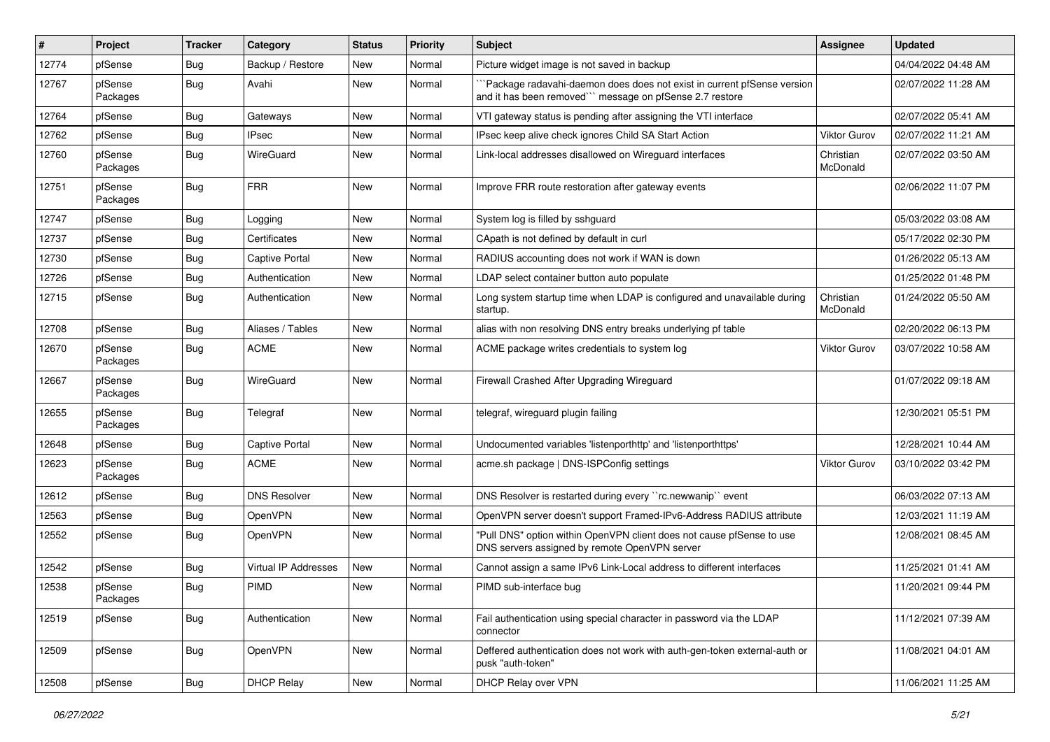| # | Project | Tracker | Category | Status | Priority | Subject | Assignee | Updated |
|---|---|---|---|---|---|---|---|---|
| 12774 | pfSense | Bug | Backup / Restore | New | Normal | Picture widget image is not saved in backup | | 04/04/2022 04:48 AM |
| 12767 | pfSense Packages | Bug | Avahi | New | Normal | ```Package radavahi-daemon does does not exist in current pfSense version and it has been removed``` message on pfSense 2.7 restore | | 02/07/2022 11:28 AM |
| 12764 | pfSense | Bug | Gateways | New | Normal | VTI gateway status is pending after assigning the VTI interface | | 02/07/2022 05:41 AM |
| 12762 | pfSense | Bug | IPsec | New | Normal | IPsec keep alive check ignores Child SA Start Action | Viktor Gurov | 02/07/2022 11:21 AM |
| 12760 | pfSense Packages | Bug | WireGuard | New | Normal | Link-local addresses disallowed on Wireguard interfaces | Christian McDonald | 02/07/2022 03:50 AM |
| 12751 | pfSense Packages | Bug | FRR | New | Normal | Improve FRR route restoration after gateway events | | 02/06/2022 11:07 PM |
| 12747 | pfSense | Bug | Logging | New | Normal | System log is filled by sshguard | | 05/03/2022 03:08 AM |
| 12737 | pfSense | Bug | Certificates | New | Normal | CApath is not defined by default in curl | | 05/17/2022 02:30 PM |
| 12730 | pfSense | Bug | Captive Portal | New | Normal | RADIUS accounting does not work if WAN is down | | 01/26/2022 05:13 AM |
| 12726 | pfSense | Bug | Authentication | New | Normal | LDAP select container button auto populate | | 01/25/2022 01:48 PM |
| 12715 | pfSense | Bug | Authentication | New | Normal | Long system startup time when LDAP is configured and unavailable during startup. | Christian McDonald | 01/24/2022 05:50 AM |
| 12708 | pfSense | Bug | Aliases / Tables | New | Normal | alias with non resolving DNS entry breaks underlying pf table | | 02/20/2022 06:13 PM |
| 12670 | pfSense Packages | Bug | ACME | New | Normal | ACME package writes credentials to system log | Viktor Gurov | 03/07/2022 10:58 AM |
| 12667 | pfSense Packages | Bug | WireGuard | New | Normal | Firewall Crashed After Upgrading Wireguard | | 01/07/2022 09:18 AM |
| 12655 | pfSense Packages | Bug | Telegraf | New | Normal | telegraf, wireguard plugin failing | | 12/30/2021 05:51 PM |
| 12648 | pfSense | Bug | Captive Portal | New | Normal | Undocumented variables 'listenporthttp' and 'listenporthttps' | | 12/28/2021 10:44 AM |
| 12623 | pfSense Packages | Bug | ACME | New | Normal | acme.sh package \| DNS-ISPConfig settings | Viktor Gurov | 03/10/2022 03:42 PM |
| 12612 | pfSense | Bug | DNS Resolver | New | Normal | DNS Resolver is restarted during every ``rc.newwanip`` event | | 06/03/2022 07:13 AM |
| 12563 | pfSense | Bug | OpenVPN | New | Normal | OpenVPN server doesn't support Framed-IPv6-Address RADIUS attribute | | 12/03/2021 11:19 AM |
| 12552 | pfSense | Bug | OpenVPN | New | Normal | "Pull DNS" option within OpenVPN client does not cause pfSense to use DNS servers assigned by remote OpenVPN server | | 12/08/2021 08:45 AM |
| 12542 | pfSense | Bug | Virtual IP Addresses | New | Normal | Cannot assign a same IPv6 Link-Local address to different interfaces | | 11/25/2021 01:41 AM |
| 12538 | pfSense Packages | Bug | PIMD | New | Normal | PIMD sub-interface bug | | 11/20/2021 09:44 PM |
| 12519 | pfSense | Bug | Authentication | New | Normal | Fail authentication using special character in password via the LDAP connector | | 11/12/2021 07:39 AM |
| 12509 | pfSense | Bug | OpenVPN | New | Normal | Deffered authentication does not work with auth-gen-token external-auth or pusk "auth-token" | | 11/08/2021 04:01 AM |
| 12508 | pfSense | Bug | DHCP Relay | New | Normal | DHCP Relay over VPN | | 11/06/2021 11:25 AM |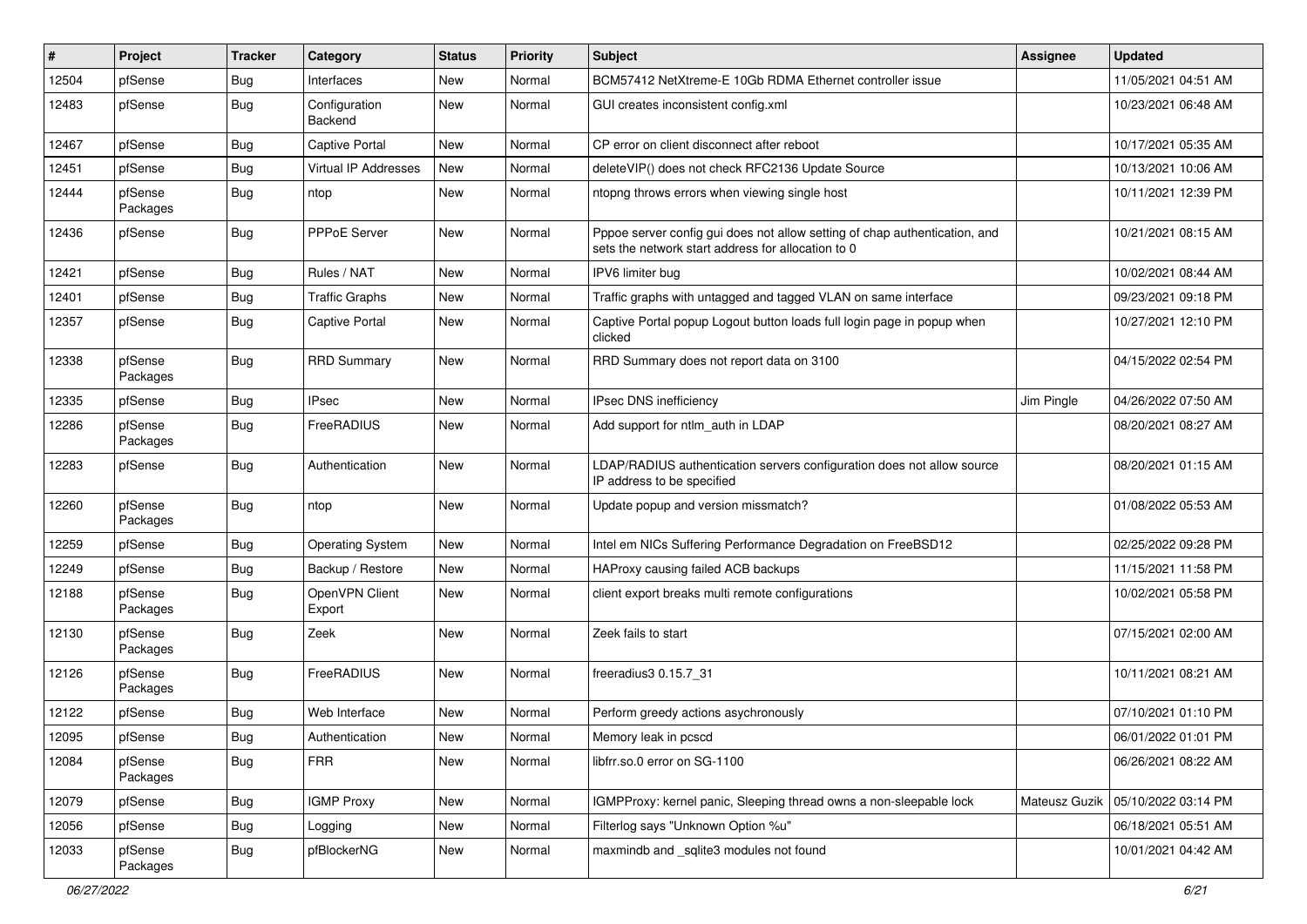| # | Project | Tracker | Category | Status | Priority | Subject | Assignee | Updated |
|---|---|---|---|---|---|---|---|---|
| 12504 | pfSense | Bug | Interfaces | New | Normal | BCM57412 NetXtreme-E 10Gb RDMA Ethernet controller issue | | 11/05/2021 04:51 AM |
| 12483 | pfSense | Bug | Configuration Backend | New | Normal | GUI creates inconsistent config.xml | | 10/23/2021 06:48 AM |
| 12467 | pfSense | Bug | Captive Portal | New | Normal | CP error on client disconnect after reboot | | 10/17/2021 05:35 AM |
| 12451 | pfSense | Bug | Virtual IP Addresses | New | Normal | deleteVIP() does not check RFC2136 Update Source | | 10/13/2021 10:06 AM |
| 12444 | pfSense Packages | Bug | ntop | New | Normal | ntopng throws errors when viewing single host | | 10/11/2021 12:39 PM |
| 12436 | pfSense | Bug | PPPoE Server | New | Normal | Pppoe server config gui does not allow setting of chap authentication, and sets the network start address for allocation to 0 | | 10/21/2021 08:15 AM |
| 12421 | pfSense | Bug | Rules / NAT | New | Normal | IPV6 limiter bug | | 10/02/2021 08:44 AM |
| 12401 | pfSense | Bug | Traffic Graphs | New | Normal | Traffic graphs with untagged and tagged VLAN on same interface | | 09/23/2021 09:18 PM |
| 12357 | pfSense | Bug | Captive Portal | New | Normal | Captive Portal popup Logout button loads full login page in popup when clicked | | 10/27/2021 12:10 PM |
| 12338 | pfSense Packages | Bug | RRD Summary | New | Normal | RRD Summary does not report data on 3100 | | 04/15/2022 02:54 PM |
| 12335 | pfSense | Bug | IPsec | New | Normal | IPsec DNS inefficiency | Jim Pingle | 04/26/2022 07:50 AM |
| 12286 | pfSense Packages | Bug | FreeRADIUS | New | Normal | Add support for ntlm_auth in LDAP | | 08/20/2021 08:27 AM |
| 12283 | pfSense | Bug | Authentication | New | Normal | LDAP/RADIUS authentication servers configuration does not allow source IP address to be specified | | 08/20/2021 01:15 AM |
| 12260 | pfSense Packages | Bug | ntop | New | Normal | Update popup and version missmatch? | | 01/08/2022 05:53 AM |
| 12259 | pfSense | Bug | Operating System | New | Normal | Intel em NICs Suffering Performance Degradation on FreeBSD12 | | 02/25/2022 09:28 PM |
| 12249 | pfSense | Bug | Backup / Restore | New | Normal | HAProxy causing failed ACB backups | | 11/15/2021 11:58 PM |
| 12188 | pfSense Packages | Bug | OpenVPN Client Export | New | Normal | client export breaks multi remote configurations | | 10/02/2021 05:58 PM |
| 12130 | pfSense Packages | Bug | Zeek | New | Normal | Zeek fails to start | | 07/15/2021 02:00 AM |
| 12126 | pfSense Packages | Bug | FreeRADIUS | New | Normal | freeradius3 0.15.7_31 | | 10/11/2021 08:21 AM |
| 12122 | pfSense | Bug | Web Interface | New | Normal | Perform greedy actions asychronously | | 07/10/2021 01:10 PM |
| 12095 | pfSense | Bug | Authentication | New | Normal | Memory leak in pcscd | | 06/01/2022 01:01 PM |
| 12084 | pfSense Packages | Bug | FRR | New | Normal | libfrr.so.0 error on SG-1100 | | 06/26/2021 08:22 AM |
| 12079 | pfSense | Bug | IGMP Proxy | New | Normal | IGMPProxy: kernel panic, Sleeping thread owns a non-sleepable lock | Mateusz Guzik | 05/10/2022 03:14 PM |
| 12056 | pfSense | Bug | Logging | New | Normal | Filterlog says "Unknown Option %u" | | 06/18/2021 05:51 AM |
| 12033 | pfSense Packages | Bug | pfBlockerNG | New | Normal | maxmindb and _sqlite3 modules not found | | 10/01/2021 04:42 AM |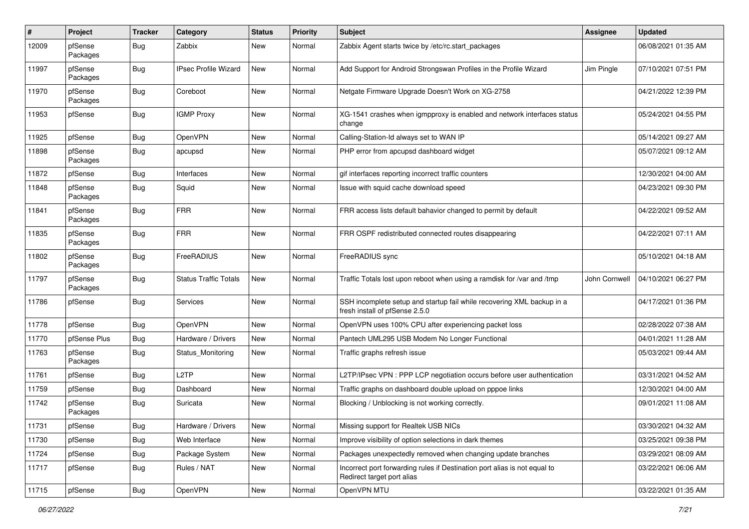| # | Project | Tracker | Category | Status | Priority | Subject | Assignee | Updated |
|---|---|---|---|---|---|---|---|---|
| 12009 | pfSense Packages | Bug | Zabbix | New | Normal | Zabbix Agent starts twice by /etc/rc.start_packages | | 06/08/2021 01:35 AM |
| 11997 | pfSense Packages | Bug | IPsec Profile Wizard | New | Normal | Add Support for Android Strongswan Profiles in the Profile Wizard | Jim Pingle | 07/10/2021 07:51 PM |
| 11970 | pfSense Packages | Bug | Coreboot | New | Normal | Netgate Firmware Upgrade Doesn't Work on XG-2758 | | 04/21/2022 12:39 PM |
| 11953 | pfSense | Bug | IGMP Proxy | New | Normal | XG-1541 crashes when igmpproxy is enabled and network interfaces status change | | 05/24/2021 04:55 PM |
| 11925 | pfSense | Bug | OpenVPN | New | Normal | Calling-Station-Id always set to WAN IP | | 05/14/2021 09:27 AM |
| 11898 | pfSense Packages | Bug | apcupsd | New | Normal | PHP error from apcupsd dashboard widget | | 05/07/2021 09:12 AM |
| 11872 | pfSense | Bug | Interfaces | New | Normal | gif interfaces reporting incorrect traffic counters | | 12/30/2021 04:00 AM |
| 11848 | pfSense Packages | Bug | Squid | New | Normal | Issue with squid cache download speed | | 04/23/2021 09:30 PM |
| 11841 | pfSense Packages | Bug | FRR | New | Normal | FRR access lists default bahavior changed to permit by default | | 04/22/2021 09:52 AM |
| 11835 | pfSense Packages | Bug | FRR | New | Normal | FRR OSPF redistributed connected routes disappearing | | 04/22/2021 07:11 AM |
| 11802 | pfSense Packages | Bug | FreeRADIUS | New | Normal | FreeRADIUS sync | | 05/10/2021 04:18 AM |
| 11797 | pfSense Packages | Bug | Status Traffic Totals | New | Normal | Traffic Totals lost upon reboot when using a ramdisk for /var and /tmp | John Cornwell | 04/10/2021 06:27 PM |
| 11786 | pfSense | Bug | Services | New | Normal | SSH incomplete setup and startup fail while recovering XML backup in a fresh install of pfSense 2.5.0 | | 04/17/2021 01:36 PM |
| 11778 | pfSense | Bug | OpenVPN | New | Normal | OpenVPN uses 100% CPU after experiencing packet loss | | 02/28/2022 07:38 AM |
| 11770 | pfSense Plus | Bug | Hardware / Drivers | New | Normal | Pantech UML295 USB Modem No Longer Functional | | 04/01/2021 11:28 AM |
| 11763 | pfSense Packages | Bug | Status_Monitoring | New | Normal | Traffic graphs refresh issue | | 05/03/2021 09:44 AM |
| 11761 | pfSense | Bug | L2TP | New | Normal | L2TP/IPsec VPN : PPP LCP negotiation occurs before user authentication | | 03/31/2021 04:52 AM |
| 11759 | pfSense | Bug | Dashboard | New | Normal | Traffic graphs on dashboard double upload on pppoe links | | 12/30/2021 04:00 AM |
| 11742 | pfSense Packages | Bug | Suricata | New | Normal | Blocking / Unblocking is not working correctly. | | 09/01/2021 11:08 AM |
| 11731 | pfSense | Bug | Hardware / Drivers | New | Normal | Missing support for Realtek USB NICs | | 03/30/2021 04:32 AM |
| 11730 | pfSense | Bug | Web Interface | New | Normal | Improve visibility of option selections in dark themes | | 03/25/2021 09:38 PM |
| 11724 | pfSense | Bug | Package System | New | Normal | Packages unexpectedly removed when changing update branches | | 03/29/2021 08:09 AM |
| 11717 | pfSense | Bug | Rules / NAT | New | Normal | Incorrect port forwarding rules if Destination port alias is not equal to Redirect target port alias | | 03/22/2021 06:06 AM |
| 11715 | pfSense | Bug | OpenVPN | New | Normal | OpenVPN MTU | | 03/22/2021 01:35 AM |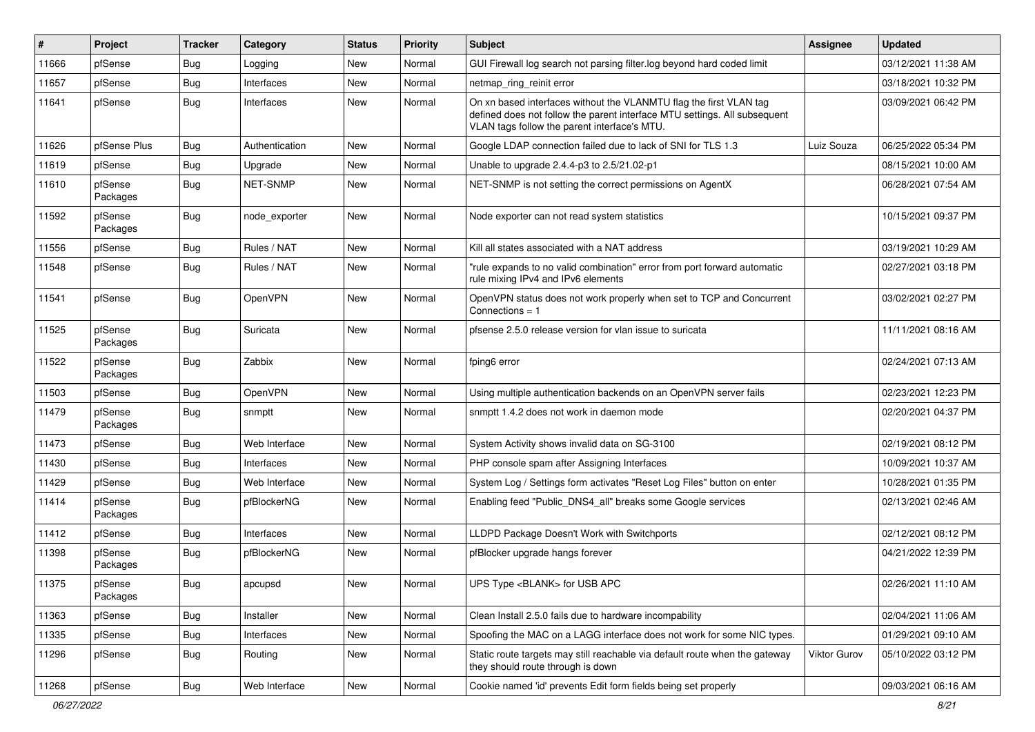| # | Project | Tracker | Category | Status | Priority | Subject | Assignee | Updated |
| --- | --- | --- | --- | --- | --- | --- | --- | --- |
| 11666 | pfSense | Bug | Logging | New | Normal | GUI Firewall log search not parsing filter.log beyond hard coded limit | | 03/12/2021 11:38 AM |
| 11657 | pfSense | Bug | Interfaces | New | Normal | netmap_ring_reinit error | | 03/18/2021 10:32 PM |
| 11641 | pfSense | Bug | Interfaces | New | Normal | On xn based interfaces without the VLANMTU flag the first VLAN tag defined does not follow the parent interface MTU settings. All subsequent VLAN tags follow the parent interface's MTU. | | 03/09/2021 06:42 PM |
| 11626 | pfSense Plus | Bug | Authentication | New | Normal | Google LDAP connection failed due to lack of SNI for TLS 1.3 | Luiz Souza | 06/25/2022 05:34 PM |
| 11619 | pfSense | Bug | Upgrade | New | Normal | Unable to upgrade 2.4.4-p3 to 2.5/21.02-p1 | | 08/15/2021 10:00 AM |
| 11610 | pfSense Packages | Bug | NET-SNMP | New | Normal | NET-SNMP is not setting the correct permissions on AgentX | | 06/28/2021 07:54 AM |
| 11592 | pfSense Packages | Bug | node_exporter | New | Normal | Node exporter can not read system statistics | | 10/15/2021 09:37 PM |
| 11556 | pfSense | Bug | Rules / NAT | New | Normal | Kill all states associated with a NAT address | | 03/19/2021 10:29 AM |
| 11548 | pfSense | Bug | Rules / NAT | New | Normal | "rule expands to no valid combination" error from port forward automatic rule mixing IPv4 and IPv6 elements | | 02/27/2021 03:18 PM |
| 11541 | pfSense | Bug | OpenVPN | New | Normal | OpenVPN status does not work properly when set to TCP and Concurrent Connections = 1 | | 03/02/2021 02:27 PM |
| 11525 | pfSense Packages | Bug | Suricata | New | Normal | pfsense 2.5.0 release version for vlan issue to suricata | | 11/11/2021 08:16 AM |
| 11522 | pfSense Packages | Bug | Zabbix | New | Normal | fping6 error | | 02/24/2021 07:13 AM |
| 11503 | pfSense | Bug | OpenVPN | New | Normal | Using multiple authentication backends on an OpenVPN server fails | | 02/23/2021 12:23 PM |
| 11479 | pfSense Packages | Bug | snmptt | New | Normal | snmptt 1.4.2 does not work in daemon mode | | 02/20/2021 04:37 PM |
| 11473 | pfSense | Bug | Web Interface | New | Normal | System Activity shows invalid data on SG-3100 | | 02/19/2021 08:12 PM |
| 11430 | pfSense | Bug | Interfaces | New | Normal | PHP console spam after Assigning Interfaces | | 10/09/2021 10:37 AM |
| 11429 | pfSense | Bug | Web Interface | New | Normal | System Log / Settings form activates "Reset Log Files" button on enter | | 10/28/2021 01:35 PM |
| 11414 | pfSense Packages | Bug | pfBlockerNG | New | Normal | Enabling feed "Public_DNS4_all" breaks some Google services | | 02/13/2021 02:46 AM |
| 11412 | pfSense | Bug | Interfaces | New | Normal | LLDPD Package Doesn't Work with Switchports | | 02/12/2021 08:12 PM |
| 11398 | pfSense Packages | Bug | pfBlockerNG | New | Normal | pfBlocker upgrade hangs forever | | 04/21/2022 12:39 PM |
| 11375 | pfSense Packages | Bug | apcupsd | New | Normal | UPS Type <BLANK> for USB APC | | 02/26/2021 11:10 AM |
| 11363 | pfSense | Bug | Installer | New | Normal | Clean Install 2.5.0 fails due to hardware incompability | | 02/04/2021 11:06 AM |
| 11335 | pfSense | Bug | Interfaces | New | Normal | Spoofing the MAC on a LAGG interface does not work for some NIC types. | | 01/29/2021 09:10 AM |
| 11296 | pfSense | Bug | Routing | New | Normal | Static route targets may still reachable via default route when the gateway they should route through is down | Viktor Gurov | 05/10/2022 03:12 PM |
| 11268 | pfSense | Bug | Web Interface | New | Normal | Cookie named 'id' prevents Edit form fields being set properly | | 09/03/2021 06:16 AM |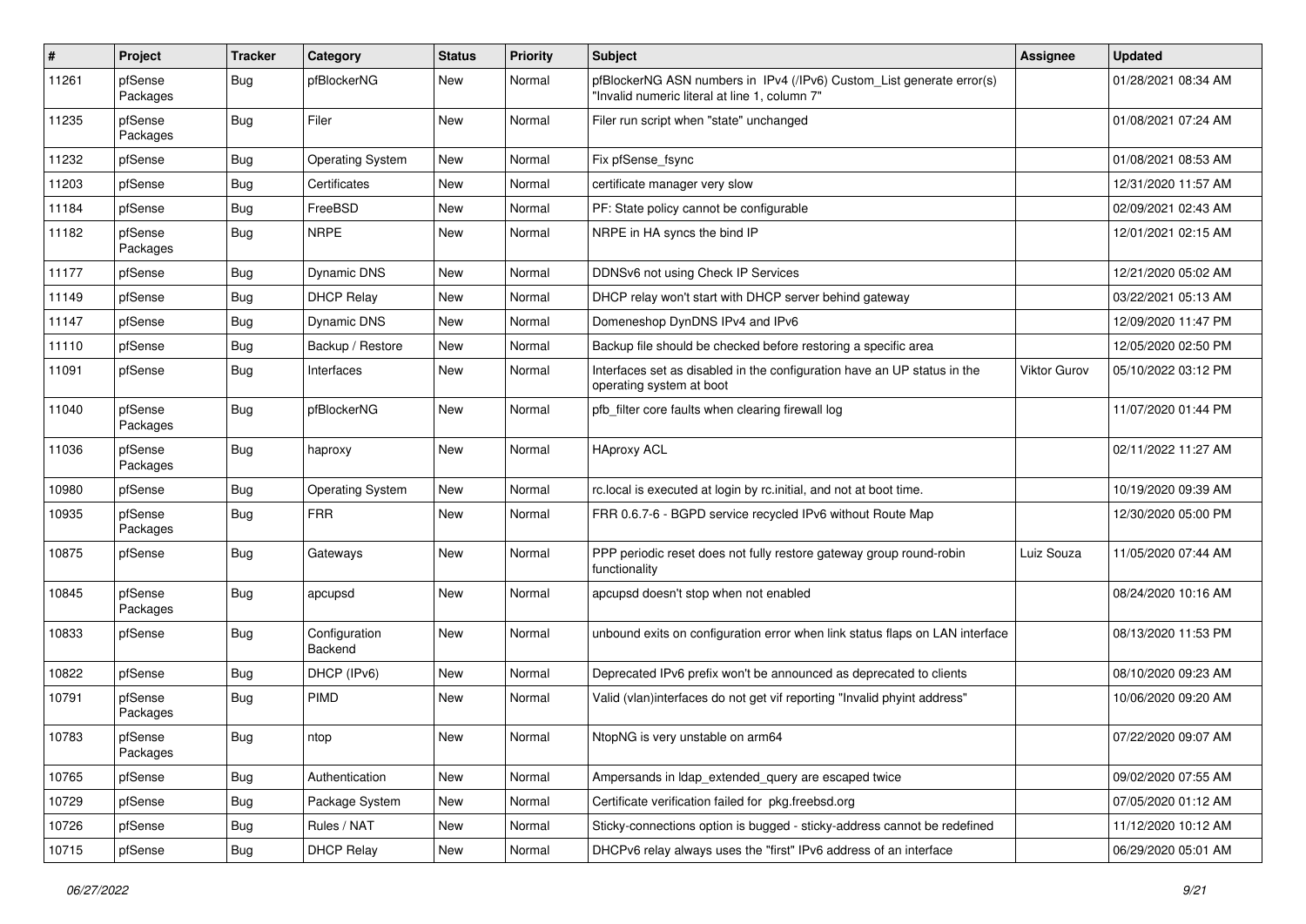| # | Project | Tracker | Category | Status | Priority | Subject | Assignee | Updated |
|---|---|---|---|---|---|---|---|---|
| 11261 | pfSense Packages | Bug | pfBlockerNG | New | Normal | pfBlockerNG ASN numbers in IPv4 (/IPv6) Custom_List generate error(s) "Invalid numeric literal at line 1, column 7" | | 01/28/2021 08:34 AM |
| 11235 | pfSense Packages | Bug | Filer | New | Normal | Filer run script when "state" unchanged | | 01/08/2021 07:24 AM |
| 11232 | pfSense | Bug | Operating System | New | Normal | Fix pfSense_fsync | | 01/08/2021 08:53 AM |
| 11203 | pfSense | Bug | Certificates | New | Normal | certificate manager very slow | | 12/31/2020 11:57 AM |
| 11184 | pfSense | Bug | FreeBSD | New | Normal | PF: State policy cannot be configurable | | 02/09/2021 02:43 AM |
| 11182 | pfSense Packages | Bug | NRPE | New | Normal | NRPE in HA syncs the bind IP | | 12/01/2021 02:15 AM |
| 11177 | pfSense | Bug | Dynamic DNS | New | Normal | DDNSv6 not using Check IP Services | | 12/21/2020 05:02 AM |
| 11149 | pfSense | Bug | DHCP Relay | New | Normal | DHCP relay won't start with DHCP server behind gateway | | 03/22/2021 05:13 AM |
| 11147 | pfSense | Bug | Dynamic DNS | New | Normal | Domeneshop DynDNS IPv4 and IPv6 | | 12/09/2020 11:47 PM |
| 11110 | pfSense | Bug | Backup / Restore | New | Normal | Backup file should be checked before restoring a specific area | | 12/05/2020 02:50 PM |
| 11091 | pfSense | Bug | Interfaces | New | Normal | Interfaces set as disabled in the configuration have an UP status in the operating system at boot | Viktor Gurov | 05/10/2022 03:12 PM |
| 11040 | pfSense Packages | Bug | pfBlockerNG | New | Normal | pfb_filter core faults when clearing firewall log | | 11/07/2020 01:44 PM |
| 11036 | pfSense Packages | Bug | haproxy | New | Normal | HAproxy ACL | | 02/11/2022 11:27 AM |
| 10980 | pfSense | Bug | Operating System | New | Normal | rc.local is executed at login by rc.initial, and not at boot time. | | 10/19/2020 09:39 AM |
| 10935 | pfSense Packages | Bug | FRR | New | Normal | FRR 0.6.7-6 - BGPD service recycled IPv6 without Route Map | | 12/30/2020 05:00 PM |
| 10875 | pfSense | Bug | Gateways | New | Normal | PPP periodic reset does not fully restore gateway group round-robin functionality | Luiz Souza | 11/05/2020 07:44 AM |
| 10845 | pfSense Packages | Bug | apcupsd | New | Normal | apcupsd doesn't stop when not enabled | | 08/24/2020 10:16 AM |
| 10833 | pfSense | Bug | Configuration Backend | New | Normal | unbound exits on configuration error when link status flaps on LAN interface | | 08/13/2020 11:53 PM |
| 10822 | pfSense | Bug | DHCP (IPv6) | New | Normal | Deprecated IPv6 prefix won't be announced as deprecated to clients | | 08/10/2020 09:23 AM |
| 10791 | pfSense Packages | Bug | PIMD | New | Normal | Valid (vlan)interfaces do not get vif reporting "Invalid phyint address" | | 10/06/2020 09:20 AM |
| 10783 | pfSense Packages | Bug | ntop | New | Normal | NtopNG is very unstable on arm64 | | 07/22/2020 09:07 AM |
| 10765 | pfSense | Bug | Authentication | New | Normal | Ampersands in ldap_extended_query are escaped twice | | 09/02/2020 07:55 AM |
| 10729 | pfSense | Bug | Package System | New | Normal | Certificate verification failed for pkg.freebsd.org | | 07/05/2020 01:12 AM |
| 10726 | pfSense | Bug | Rules / NAT | New | Normal | Sticky-connections option is bugged - sticky-address cannot be redefined | | 11/12/2020 10:12 AM |
| 10715 | pfSense | Bug | DHCP Relay | New | Normal | DHCPv6 relay always uses the "first" IPv6 address of an interface | | 06/29/2020 05:01 AM |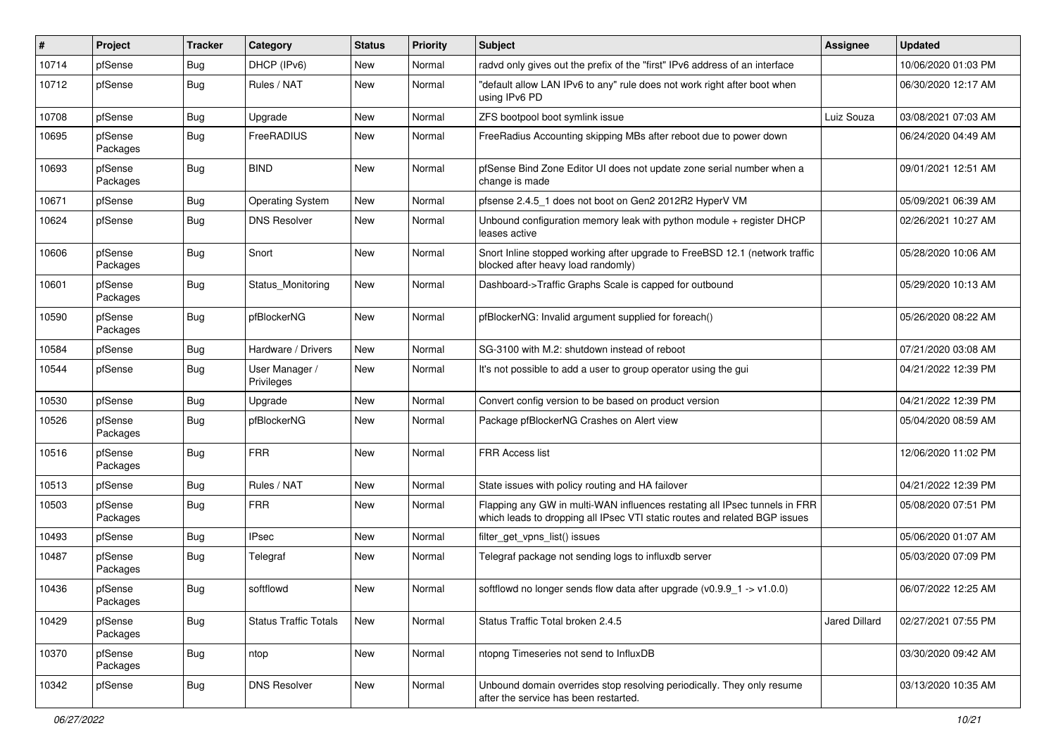| # | Project | Tracker | Category | Status | Priority | Subject | Assignee | Updated |
|---|---|---|---|---|---|---|---|---|
| 10714 | pfSense | Bug | DHCP (IPv6) | New | Normal | radvd only gives out the prefix of the "first" IPv6 address of an interface | | 10/06/2020 01:03 PM |
| 10712 | pfSense | Bug | Rules / NAT | New | Normal | "default allow LAN IPv6 to any" rule does not work right after boot when using IPv6 PD | | 06/30/2020 12:17 AM |
| 10708 | pfSense | Bug | Upgrade | New | Normal | ZFS bootpool boot symlink issue | Luiz Souza | 03/08/2021 07:03 AM |
| 10695 | pfSense Packages | Bug | FreeRADIUS | New | Normal | FreeRadius Accounting skipping MBs after reboot due to power down | | 06/24/2020 04:49 AM |
| 10693 | pfSense Packages | Bug | BIND | New | Normal | pfSense Bind Zone Editor UI does not update zone serial number when a change is made | | 09/01/2021 12:51 AM |
| 10671 | pfSense | Bug | Operating System | New | Normal | pfsense 2.4.5_1 does not boot on Gen2 2012R2 HyperV VM | | 05/09/2021 06:39 AM |
| 10624 | pfSense | Bug | DNS Resolver | New | Normal | Unbound configuration memory leak with python module + register DHCP leases active | | 02/26/2021 10:27 AM |
| 10606 | pfSense Packages | Bug | Snort | New | Normal | Snort Inline stopped working after upgrade to FreeBSD 12.1 (network traffic blocked after heavy load randomly) | | 05/28/2020 10:06 AM |
| 10601 | pfSense Packages | Bug | Status_Monitoring | New | Normal | Dashboard->Traffic Graphs Scale is capped for outbound | | 05/29/2020 10:13 AM |
| 10590 | pfSense Packages | Bug | pfBlockerNG | New | Normal | pfBlockerNG: Invalid argument supplied for foreach() | | 05/26/2020 08:22 AM |
| 10584 | pfSense | Bug | Hardware / Drivers | New | Normal | SG-3100 with M.2: shutdown instead of reboot | | 07/21/2020 03:08 AM |
| 10544 | pfSense | Bug | User Manager / Privileges | New | Normal | It's not possible to add a user to group operator using the gui | | 04/21/2022 12:39 PM |
| 10530 | pfSense | Bug | Upgrade | New | Normal | Convert config version to be based on product version | | 04/21/2022 12:39 PM |
| 10526 | pfSense Packages | Bug | pfBlockerNG | New | Normal | Package pfBlockerNG Crashes on Alert view | | 05/04/2020 08:59 AM |
| 10516 | pfSense Packages | Bug | FRR | New | Normal | FRR Access list | | 12/06/2020 11:02 PM |
| 10513 | pfSense | Bug | Rules / NAT | New | Normal | State issues with policy routing and HA failover | | 04/21/2022 12:39 PM |
| 10503 | pfSense Packages | Bug | FRR | New | Normal | Flapping any GW in multi-WAN influences restating all IPsec tunnels in FRR which leads to dropping all IPsec VTI static routes and related BGP issues | | 05/08/2020 07:51 PM |
| 10493 | pfSense | Bug | IPsec | New | Normal | filter_get_vpns_list() issues | | 05/06/2020 01:07 AM |
| 10487 | pfSense Packages | Bug | Telegraf | New | Normal | Telegraf package not sending logs to influxdb server | | 05/03/2020 07:09 PM |
| 10436 | pfSense Packages | Bug | softflowd | New | Normal | softflowd no longer sends flow data after upgrade (v0.9.9_1 -> v1.0.0) | | 06/07/2022 12:25 AM |
| 10429 | pfSense Packages | Bug | Status Traffic Totals | New | Normal | Status Traffic Total broken 2.4.5 | Jared Dillard | 02/27/2021 07:55 PM |
| 10370 | pfSense Packages | Bug | ntop | New | Normal | ntopng Timeseries not send to InfluxDB | | 03/30/2020 09:42 AM |
| 10342 | pfSense | Bug | DNS Resolver | New | Normal | Unbound domain overrides stop resolving periodically. They only resume after the service has been restarted. | | 03/13/2020 10:35 AM |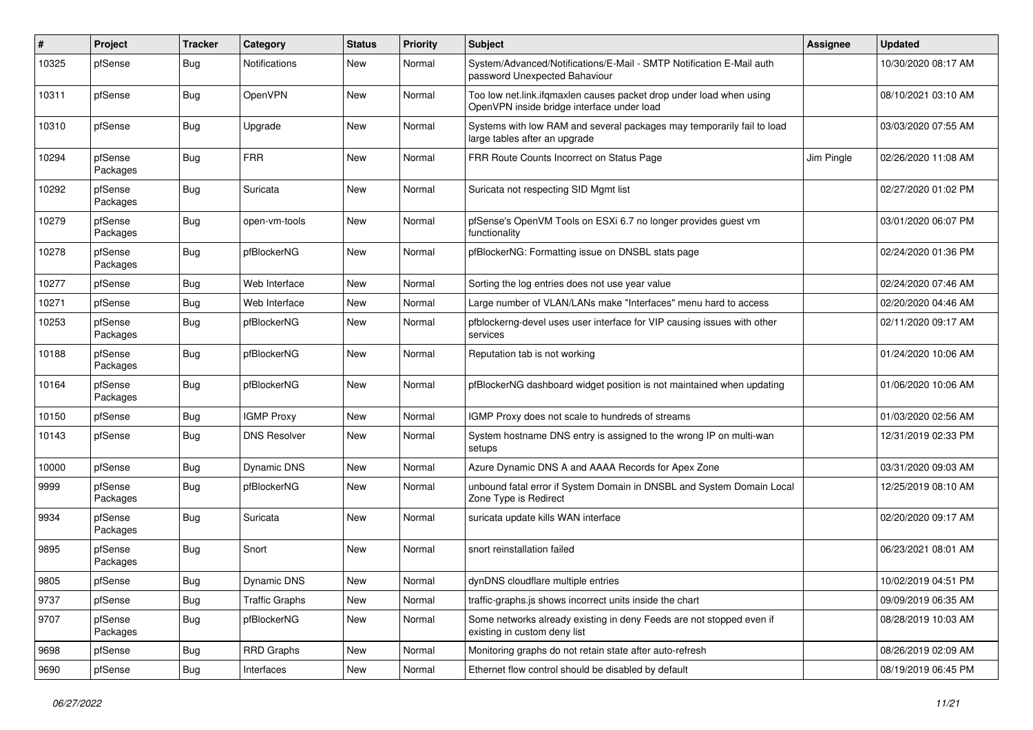| # | Project | Tracker | Category | Status | Priority | Subject | Assignee | Updated |
|---|---|---|---|---|---|---|---|---|
| 10325 | pfSense | Bug | Notifications | New | Normal | System/Advanced/Notifications/E-Mail - SMTP Notification E-Mail auth password Unexpected Bahaviour | | 10/30/2020 08:17 AM |
| 10311 | pfSense | Bug | OpenVPN | New | Normal | Too low net.link.ifqmaxlen causes packet drop under load when using OpenVPN inside bridge interface under load | | 08/10/2021 03:10 AM |
| 10310 | pfSense | Bug | Upgrade | New | Normal | Systems with low RAM and several packages may temporarily fail to load large tables after an upgrade | | 03/03/2020 07:55 AM |
| 10294 | pfSense Packages | Bug | FRR | New | Normal | FRR Route Counts Incorrect on Status Page | Jim Pingle | 02/26/2020 11:08 AM |
| 10292 | pfSense Packages | Bug | Suricata | New | Normal | Suricata not respecting SID Mgmt list | | 02/27/2020 01:02 PM |
| 10279 | pfSense Packages | Bug | open-vm-tools | New | Normal | pfSense's OpenVM Tools on ESXi 6.7 no longer provides guest vm functionality | | 03/01/2020 06:07 PM |
| 10278 | pfSense Packages | Bug | pfBlockerNG | New | Normal | pfBlockerNG: Formatting issue on DNSBL stats page | | 02/24/2020 01:36 PM |
| 10277 | pfSense | Bug | Web Interface | New | Normal | Sorting the log entries does not use year value | | 02/24/2020 07:46 AM |
| 10271 | pfSense | Bug | Web Interface | New | Normal | Large number of VLAN/LANs make "Interfaces" menu hard to access | | 02/20/2020 04:46 AM |
| 10253 | pfSense Packages | Bug | pfBlockerNG | New | Normal | pfblockerng-devel uses user interface for VIP causing issues with other services | | 02/11/2020 09:17 AM |
| 10188 | pfSense Packages | Bug | pfBlockerNG | New | Normal | Reputation tab is not working | | 01/24/2020 10:06 AM |
| 10164 | pfSense Packages | Bug | pfBlockerNG | New | Normal | pfBlockerNG dashboard widget position is not maintained when updating | | 01/06/2020 10:06 AM |
| 10150 | pfSense | Bug | IGMP Proxy | New | Normal | IGMP Proxy does not scale to hundreds of streams | | 01/03/2020 02:56 AM |
| 10143 | pfSense | Bug | DNS Resolver | New | Normal | System hostname DNS entry is assigned to the wrong IP on multi-wan setups | | 12/31/2019 02:33 PM |
| 10000 | pfSense | Bug | Dynamic DNS | New | Normal | Azure Dynamic DNS A and AAAA Records for Apex Zone | | 03/31/2020 09:03 AM |
| 9999 | pfSense Packages | Bug | pfBlockerNG | New | Normal | unbound fatal error if System Domain in DNSBL and System Domain Local Zone Type is Redirect | | 12/25/2019 08:10 AM |
| 9934 | pfSense Packages | Bug | Suricata | New | Normal | suricata update kills WAN interface | | 02/20/2020 09:17 AM |
| 9895 | pfSense Packages | Bug | Snort | New | Normal | snort reinstallation failed | | 06/23/2021 08:01 AM |
| 9805 | pfSense | Bug | Dynamic DNS | New | Normal | dynDNS cloudflare multiple entries | | 10/02/2019 04:51 PM |
| 9737 | pfSense | Bug | Traffic Graphs | New | Normal | traffic-graphs.js shows incorrect units inside the chart | | 09/09/2019 06:35 AM |
| 9707 | pfSense Packages | Bug | pfBlockerNG | New | Normal | Some networks already existing in deny Feeds are not stopped even if existing in custom deny list | | 08/28/2019 10:03 AM |
| 9698 | pfSense | Bug | RRD Graphs | New | Normal | Monitoring graphs do not retain state after auto-refresh | | 08/26/2019 02:09 AM |
| 9690 | pfSense | Bug | Interfaces | New | Normal | Ethernet flow control should be disabled by default | | 08/19/2019 06:45 PM |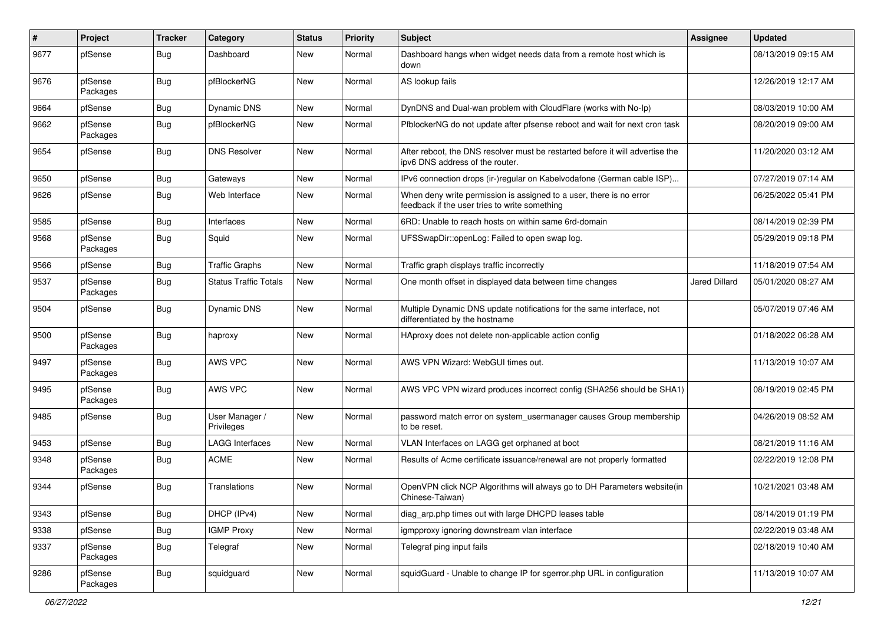| # | Project | Tracker | Category | Status | Priority | Subject | Assignee | Updated |
|---|---|---|---|---|---|---|---|---|
| 9677 | pfSense | Bug | Dashboard | New | Normal | Dashboard hangs when widget needs data from a remote host which is down | | 08/13/2019 09:15 AM |
| 9676 | pfSense Packages | Bug | pfBlockerNG | New | Normal | AS lookup fails | | 12/26/2019 12:17 AM |
| 9664 | pfSense | Bug | Dynamic DNS | New | Normal | DynDNS and Dual-wan problem with CloudFlare (works with No-Ip) | | 08/03/2019 10:00 AM |
| 9662 | pfSense Packages | Bug | pfBlockerNG | New | Normal | PfblockerNG do not update after pfsense reboot and wait for next cron task | | 08/20/2019 09:00 AM |
| 9654 | pfSense | Bug | DNS Resolver | New | Normal | After reboot, the DNS resolver must be restarted before it will advertise the ipv6 DNS address of the router. | | 11/20/2020 03:12 AM |
| 9650 | pfSense | Bug | Gateways | New | Normal | IPv6 connection drops (ir-)regular on Kabelvodafone (German cable ISP)... | | 07/27/2019 07:14 AM |
| 9626 | pfSense | Bug | Web Interface | New | Normal | When deny write permission is assigned to a user, there is no error feedback if the user tries to write something | | 06/25/2022 05:41 PM |
| 9585 | pfSense | Bug | Interfaces | New | Normal | 6RD: Unable to reach hosts on within same 6rd-domain | | 08/14/2019 02:39 PM |
| 9568 | pfSense Packages | Bug | Squid | New | Normal | UFSSwapDir::openLog: Failed to open swap log. | | 05/29/2019 09:18 PM |
| 9566 | pfSense | Bug | Traffic Graphs | New | Normal | Traffic graph displays traffic incorrectly | | 11/18/2019 07:54 AM |
| 9537 | pfSense Packages | Bug | Status Traffic Totals | New | Normal | One month offset in displayed data between time changes | Jared Dillard | 05/01/2020 08:27 AM |
| 9504 | pfSense | Bug | Dynamic DNS | New | Normal | Multiple Dynamic DNS update notifications for the same interface, not differentiated by the hostname | | 05/07/2019 07:46 AM |
| 9500 | pfSense Packages | Bug | haproxy | New | Normal | HAproxy does not delete non-applicable action config | | 01/18/2022 06:28 AM |
| 9497 | pfSense Packages | Bug | AWS VPC | New | Normal | AWS VPN Wizard: WebGUI times out. | | 11/13/2019 10:07 AM |
| 9495 | pfSense Packages | Bug | AWS VPC | New | Normal | AWS VPC VPN wizard produces incorrect config (SHA256 should be SHA1) | | 08/19/2019 02:45 PM |
| 9485 | pfSense | Bug | User Manager / Privileges | New | Normal | password match error on system_usermanager causes Group membership to be reset. | | 04/26/2019 08:52 AM |
| 9453 | pfSense | Bug | LAGG Interfaces | New | Normal | VLAN Interfaces on LAGG get orphaned at boot | | 08/21/2019 11:16 AM |
| 9348 | pfSense Packages | Bug | ACME | New | Normal | Results of Acme certificate issuance/renewal are not properly formatted | | 02/22/2019 12:08 PM |
| 9344 | pfSense | Bug | Translations | New | Normal | OpenVPN click NCP Algorithms will always go to DH Parameters website(in Chinese-Taiwan) | | 10/21/2021 03:48 AM |
| 9343 | pfSense | Bug | DHCP (IPv4) | New | Normal | diag_arp.php times out with large DHCPD leases table | | 08/14/2019 01:19 PM |
| 9338 | pfSense | Bug | IGMP Proxy | New | Normal | igmpproxy ignoring downstream vlan interface | | 02/22/2019 03:48 AM |
| 9337 | pfSense Packages | Bug | Telegraf | New | Normal | Telegraf ping input fails | | 02/18/2019 10:40 AM |
| 9286 | pfSense Packages | Bug | squidguard | New | Normal | squidGuard - Unable to change IP for sgerror.php URL in configuration | | 11/13/2019 10:07 AM |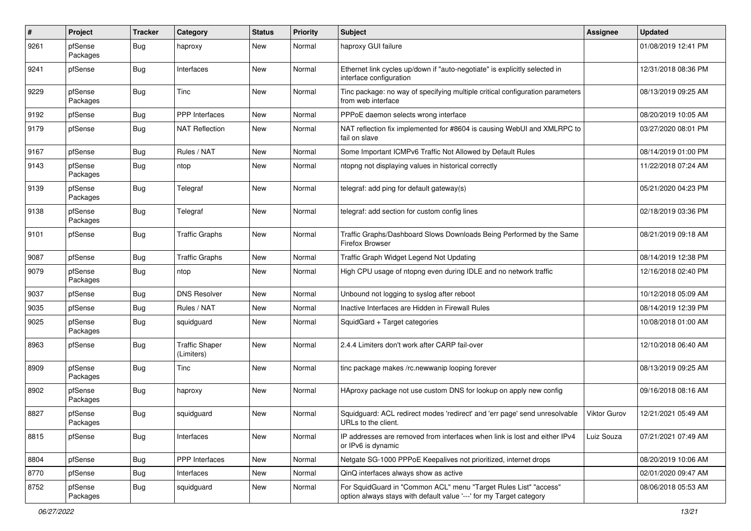| # | Project | Tracker | Category | Status | Priority | Subject | Assignee | Updated |
|---|---|---|---|---|---|---|---|---|
| 9261 | pfSense Packages | Bug | haproxy | New | Normal | haproxy GUI failure | | 01/08/2019 12:41 PM |
| 9241 | pfSense | Bug | Interfaces | New | Normal | Ethernet link cycles up/down if "auto-negotiate" is explicitly selected in interface configuration | | 12/31/2018 08:36 PM |
| 9229 | pfSense Packages | Bug | Tinc | New | Normal | Tinc package: no way of specifying multiple critical configuration parameters from web interface | | 08/13/2019 09:25 AM |
| 9192 | pfSense | Bug | PPP Interfaces | New | Normal | PPPoE daemon selects wrong interface | | 08/20/2019 10:05 AM |
| 9179 | pfSense | Bug | NAT Reflection | New | Normal | NAT reflection fix implemented for #8604 is causing WebUI and XMLRPC to fail on slave | | 03/27/2020 08:01 PM |
| 9167 | pfSense | Bug | Rules / NAT | New | Normal | Some Important ICMPv6 Traffic Not Allowed by Default Rules | | 08/14/2019 01:00 PM |
| 9143 | pfSense Packages | Bug | ntop | New | Normal | ntopng not displaying values in historical correctly | | 11/22/2018 07:24 AM |
| 9139 | pfSense Packages | Bug | Telegraf | New | Normal | telegraf: add ping for default gateway(s) | | 05/21/2020 04:23 PM |
| 9138 | pfSense Packages | Bug | Telegraf | New | Normal | telegraf: add section for custom config lines | | 02/18/2019 03:36 PM |
| 9101 | pfSense | Bug | Traffic Graphs | New | Normal | Traffic Graphs/Dashboard Slows Downloads Being Performed by the Same Firefox Browser | | 08/21/2019 09:18 AM |
| 9087 | pfSense | Bug | Traffic Graphs | New | Normal | Traffic Graph Widget Legend Not Updating | | 08/14/2019 12:38 PM |
| 9079 | pfSense Packages | Bug | ntop | New | Normal | High CPU usage of ntopng even during IDLE and no network traffic | | 12/16/2018 02:40 PM |
| 9037 | pfSense | Bug | DNS Resolver | New | Normal | Unbound not logging to syslog after reboot | | 10/12/2018 05:09 AM |
| 9035 | pfSense | Bug | Rules / NAT | New | Normal | Inactive Interfaces are Hidden in Firewall Rules | | 08/14/2019 12:39 PM |
| 9025 | pfSense Packages | Bug | squidguard | New | Normal | SquidGard + Target categories | | 10/08/2018 01:00 AM |
| 8963 | pfSense | Bug | Traffic Shaper (Limiters) | New | Normal | 2.4.4 Limiters don't work after CARP fail-over | | 12/10/2018 06:40 AM |
| 8909 | pfSense Packages | Bug | Tinc | New | Normal | tinc package makes /rc.newwanip looping forever | | 08/13/2019 09:25 AM |
| 8902 | pfSense Packages | Bug | haproxy | New | Normal | HAproxy package not use custom DNS for lookup on apply new config | | 09/16/2018 08:16 AM |
| 8827 | pfSense Packages | Bug | squidguard | New | Normal | Squidguard: ACL redirect modes 'redirect' and 'err page' send unresolvable URLs to the client. | Viktor Gurov | 12/21/2021 05:49 AM |
| 8815 | pfSense | Bug | Interfaces | New | Normal | IP addresses are removed from interfaces when link is lost and either IPv4 or IPv6 is dynamic | Luiz Souza | 07/21/2021 07:49 AM |
| 8804 | pfSense | Bug | PPP Interfaces | New | Normal | Netgate SG-1000 PPPoE Keepalives not prioritized, internet drops | | 08/20/2019 10:06 AM |
| 8770 | pfSense | Bug | Interfaces | New | Normal | QinQ interfaces always show as active | | 02/01/2020 09:47 AM |
| 8752 | pfSense Packages | Bug | squidguard | New | Normal | For SquidGuard in "Common ACL" menu "Target Rules List" "access" option always stays with default value '---' for my Target category | | 08/06/2018 05:53 AM |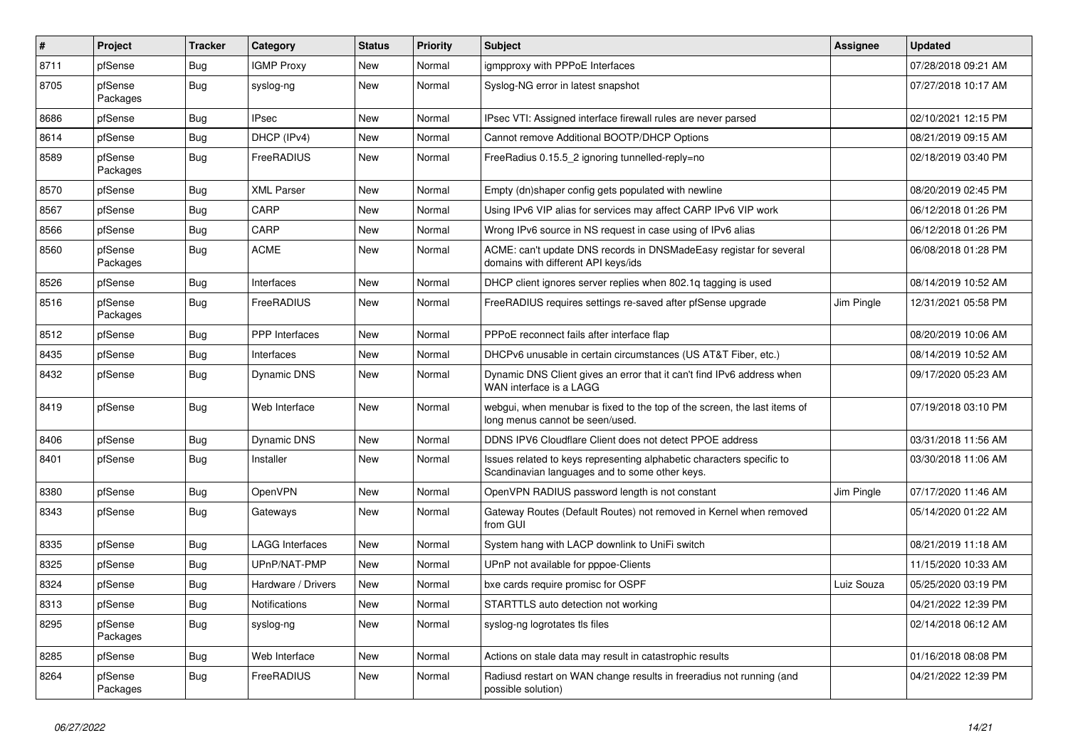| # | Project | Tracker | Category | Status | Priority | Subject | Assignee | Updated |
|---|---|---|---|---|---|---|---|---|
| 8711 | pfSense | Bug | IGMP Proxy | New | Normal | igmpproxy with PPPoE Interfaces | | 07/28/2018 09:21 AM |
| 8705 | pfSense Packages | Bug | syslog-ng | New | Normal | Syslog-NG error in latest snapshot | | 07/27/2018 10:17 AM |
| 8686 | pfSense | Bug | IPsec | New | Normal | IPsec VTI: Assigned interface firewall rules are never parsed | | 02/10/2021 12:15 PM |
| 8614 | pfSense | Bug | DHCP (IPv4) | New | Normal | Cannot remove Additional BOOTP/DHCP Options | | 08/21/2019 09:15 AM |
| 8589 | pfSense Packages | Bug | FreeRADIUS | New | Normal | FreeRadius 0.15.5_2 ignoring tunnelled-reply=no | | 02/18/2019 03:40 PM |
| 8570 | pfSense | Bug | XML Parser | New | Normal | Empty (dn)shaper config gets populated with newline | | 08/20/2019 02:45 PM |
| 8567 | pfSense | Bug | CARP | New | Normal | Using IPv6 VIP alias for services may affect CARP IPv6 VIP work | | 06/12/2018 01:26 PM |
| 8566 | pfSense | Bug | CARP | New | Normal | Wrong IPv6 source in NS request in case using of IPv6 alias | | 06/12/2018 01:26 PM |
| 8560 | pfSense Packages | Bug | ACME | New | Normal | ACME: can't update DNS records in DNSMadeEasy registar for several domains with different API keys/ids | | 06/08/2018 01:28 PM |
| 8526 | pfSense | Bug | Interfaces | New | Normal | DHCP client ignores server replies when 802.1q tagging is used | | 08/14/2019 10:52 AM |
| 8516 | pfSense Packages | Bug | FreeRADIUS | New | Normal | FreeRADIUS requires settings re-saved after pfSense upgrade | Jim Pingle | 12/31/2021 05:58 PM |
| 8512 | pfSense | Bug | PPP Interfaces | New | Normal | PPPoE reconnect fails after interface flap | | 08/20/2019 10:06 AM |
| 8435 | pfSense | Bug | Interfaces | New | Normal | DHCPv6 unusable in certain circumstances (US AT&T Fiber, etc.) | | 08/14/2019 10:52 AM |
| 8432 | pfSense | Bug | Dynamic DNS | New | Normal | Dynamic DNS Client gives an error that it can't find IPv6 address when WAN interface is a LAGG | | 09/17/2020 05:23 AM |
| 8419 | pfSense | Bug | Web Interface | New | Normal | webgui, when menubar is fixed to the top of the screen, the last items of long menus cannot be seen/used. | | 07/19/2018 03:10 PM |
| 8406 | pfSense | Bug | Dynamic DNS | New | Normal | DDNS IPV6 Cloudflare Client does not detect PPOE address | | 03/31/2018 11:56 AM |
| 8401 | pfSense | Bug | Installer | New | Normal | Issues related to keys representing alphabetic characters specific to Scandinavian languages and to some other keys. | | 03/30/2018 11:06 AM |
| 8380 | pfSense | Bug | OpenVPN | New | Normal | OpenVPN RADIUS password length is not constant | Jim Pingle | 07/17/2020 11:46 AM |
| 8343 | pfSense | Bug | Gateways | New | Normal | Gateway Routes (Default Routes) not removed in Kernel when removed from GUI | | 05/14/2020 01:22 AM |
| 8335 | pfSense | Bug | LAGG Interfaces | New | Normal | System hang with LACP downlink to UniFi switch | | 08/21/2019 11:18 AM |
| 8325 | pfSense | Bug | UPnP/NAT-PMP | New | Normal | UPnP not available for pppoe-Clients | | 11/15/2020 10:33 AM |
| 8324 | pfSense | Bug | Hardware / Drivers | New | Normal | bxe cards require promisc for OSPF | Luiz Souza | 05/25/2020 03:19 PM |
| 8313 | pfSense | Bug | Notifications | New | Normal | STARTTLS auto detection not working | | 04/21/2022 12:39 PM |
| 8295 | pfSense Packages | Bug | syslog-ng | New | Normal | syslog-ng logrotates tls files | | 02/14/2018 06:12 AM |
| 8285 | pfSense | Bug | Web Interface | New | Normal | Actions on stale data may result in catastrophic results | | 01/16/2018 08:08 PM |
| 8264 | pfSense Packages | Bug | FreeRADIUS | New | Normal | Radiusd restart on WAN change results in freeradius not running (and possible solution) | | 04/21/2022 12:39 PM |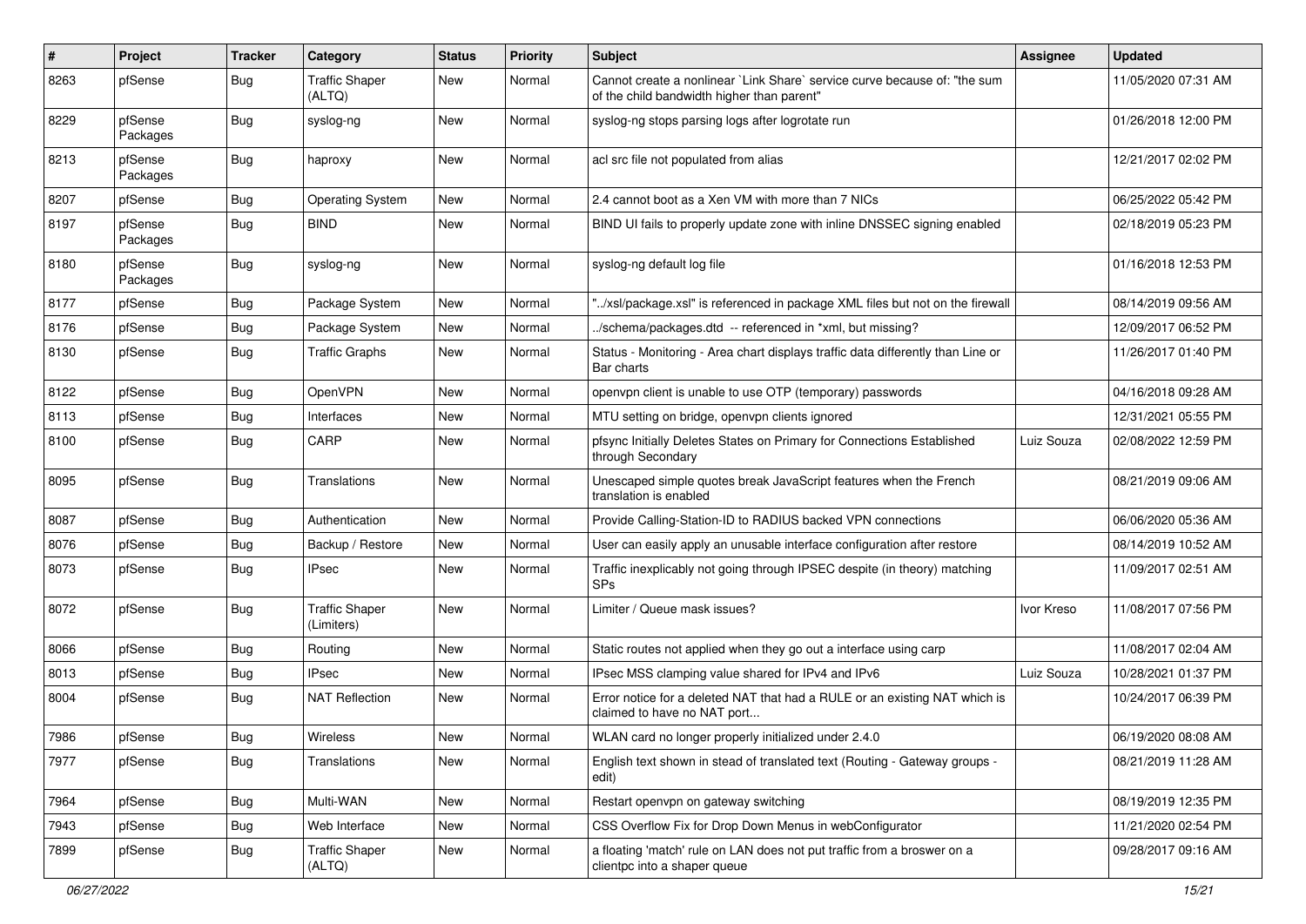| # | Project | Tracker | Category | Status | Priority | Subject | Assignee | Updated |
|---|---|---|---|---|---|---|---|---|
| 8263 | pfSense | Bug | Traffic Shaper (ALTQ) | New | Normal | Cannot create a nonlinear `Link Share` service curve because of: "the sum of the child bandwidth higher than parent" | | 11/05/2020 07:31 AM |
| 8229 | pfSense Packages | Bug | syslog-ng | New | Normal | syslog-ng stops parsing logs after logrotate run | | 01/26/2018 12:00 PM |
| 8213 | pfSense Packages | Bug | haproxy | New | Normal | acl src file not populated from alias | | 12/21/2017 02:02 PM |
| 8207 | pfSense | Bug | Operating System | New | Normal | 2.4 cannot boot as a Xen VM with more than 7 NICs | | 06/25/2022 05:42 PM |
| 8197 | pfSense Packages | Bug | BIND | New | Normal | BIND UI fails to properly update zone with inline DNSSEC signing enabled | | 02/18/2019 05:23 PM |
| 8180 | pfSense Packages | Bug | syslog-ng | New | Normal | syslog-ng default log file | | 01/16/2018 12:53 PM |
| 8177 | pfSense | Bug | Package System | New | Normal | "../xsl/package.xsl" is referenced in package XML files but not on the firewall | | 08/14/2019 09:56 AM |
| 8176 | pfSense | Bug | Package System | New | Normal | ../schema/packages.dtd -- referenced in *xml, but missing? | | 12/09/2017 06:52 PM |
| 8130 | pfSense | Bug | Traffic Graphs | New | Normal | Status - Monitoring - Area chart displays traffic data differently than Line or Bar charts | | 11/26/2017 01:40 PM |
| 8122 | pfSense | Bug | OpenVPN | New | Normal | openvpn client is unable to use OTP (temporary) passwords | | 04/16/2018 09:28 AM |
| 8113 | pfSense | Bug | Interfaces | New | Normal | MTU setting on bridge, openvpn clients ignored | | 12/31/2021 05:55 PM |
| 8100 | pfSense | Bug | CARP | New | Normal | pfsync Initially Deletes States on Primary for Connections Established through Secondary | Luiz Souza | 02/08/2022 12:59 PM |
| 8095 | pfSense | Bug | Translations | New | Normal | Unescaped simple quotes break JavaScript features when the French translation is enabled | | 08/21/2019 09:06 AM |
| 8087 | pfSense | Bug | Authentication | New | Normal | Provide Calling-Station-ID to RADIUS backed VPN connections | | 06/06/2020 05:36 AM |
| 8076 | pfSense | Bug | Backup / Restore | New | Normal | User can easily apply an unusable interface configuration after restore | | 08/14/2019 10:52 AM |
| 8073 | pfSense | Bug | IPsec | New | Normal | Traffic inexplicably not going through IPSEC despite (in theory) matching SPs | | 11/09/2017 02:51 AM |
| 8072 | pfSense | Bug | Traffic Shaper (Limiters) | New | Normal | Limiter / Queue mask issues? | Ivor Kreso | 11/08/2017 07:56 PM |
| 8066 | pfSense | Bug | Routing | New | Normal | Static routes not applied when they go out a interface using carp | | 11/08/2017 02:04 AM |
| 8013 | pfSense | Bug | IPsec | New | Normal | IPsec MSS clamping value shared for IPv4 and IPv6 | Luiz Souza | 10/28/2021 01:37 PM |
| 8004 | pfSense | Bug | NAT Reflection | New | Normal | Error notice for a deleted NAT that had a RULE or an existing NAT which is claimed to have no NAT port... | | 10/24/2017 06:39 PM |
| 7986 | pfSense | Bug | Wireless | New | Normal | WLAN card no longer properly initialized under 2.4.0 | | 06/19/2020 08:08 AM |
| 7977 | pfSense | Bug | Translations | New | Normal | English text shown in stead of translated text (Routing - Gateway groups - edit) | | 08/21/2019 11:28 AM |
| 7964 | pfSense | Bug | Multi-WAN | New | Normal | Restart openvpn on gateway switching | | 08/19/2019 12:35 PM |
| 7943 | pfSense | Bug | Web Interface | New | Normal | CSS Overflow Fix for Drop Down Menus in webConfigurator | | 11/21/2020 02:54 PM |
| 7899 | pfSense | Bug | Traffic Shaper (ALTQ) | New | Normal | a floating 'match' rule on LAN does not put traffic from a broswer on a clientpc into a shaper queue | | 09/28/2017 09:16 AM |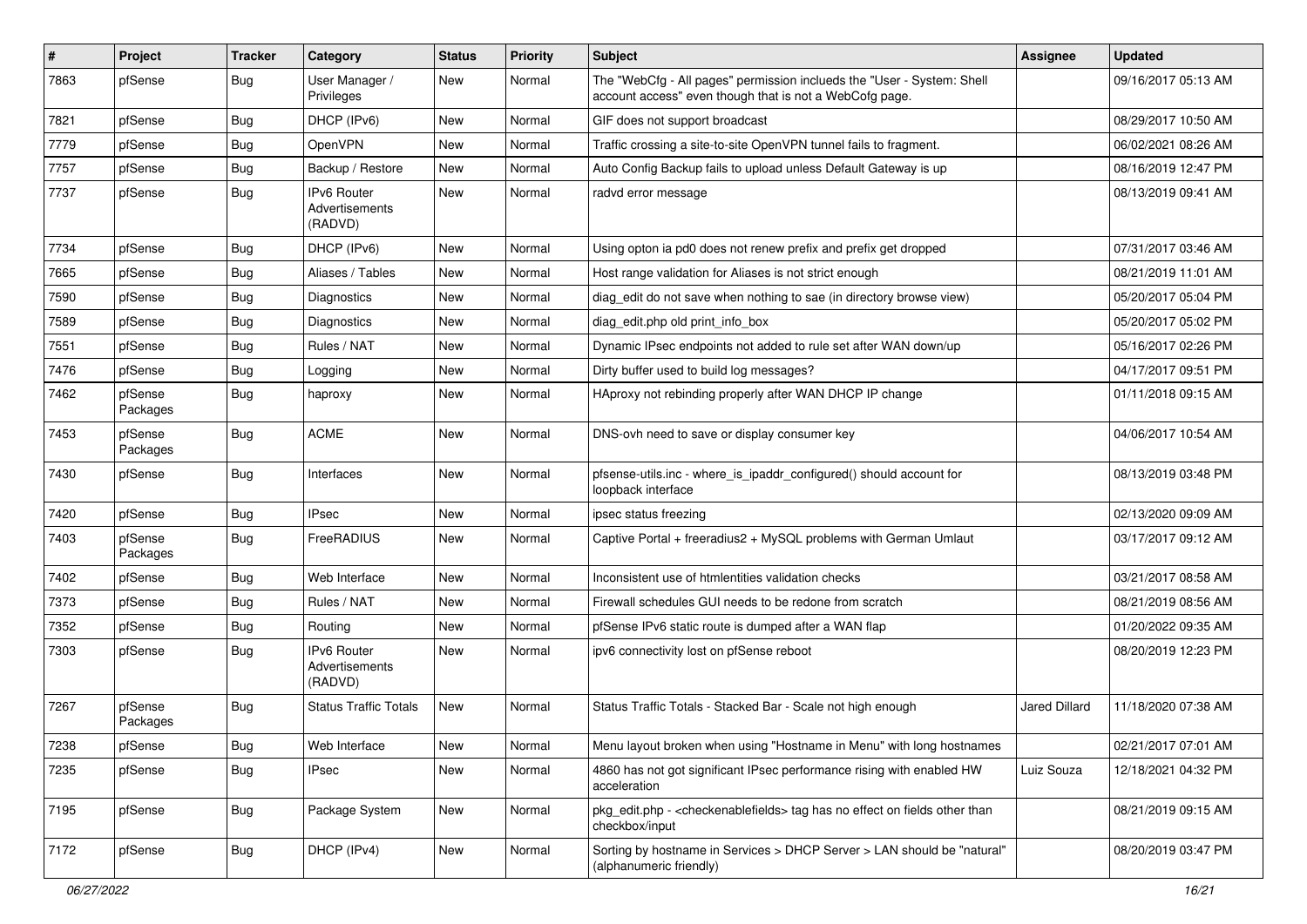| # | Project | Tracker | Category | Status | Priority | Subject | Assignee | Updated |
|---|---|---|---|---|---|---|---|---|
| 7863 | pfSense | Bug | User Manager / Privileges | New | Normal | The "WebCfg - All pages" permission inclueds the "User - System: Shell account access" even though that is not a WebCofg page. | | 09/16/2017 05:13 AM |
| 7821 | pfSense | Bug | DHCP (IPv6) | New | Normal | GIF does not support broadcast | | 08/29/2017 10:50 AM |
| 7779 | pfSense | Bug | OpenVPN | New | Normal | Traffic crossing a site-to-site OpenVPN tunnel fails to fragment. | | 06/02/2021 08:26 AM |
| 7757 | pfSense | Bug | Backup / Restore | New | Normal | Auto Config Backup fails to upload unless Default Gateway is up | | 08/16/2019 12:47 PM |
| 7737 | pfSense | Bug | IPv6 Router Advertisements (RADVD) | New | Normal | radvd error message | | 08/13/2019 09:41 AM |
| 7734 | pfSense | Bug | DHCP (IPv6) | New | Normal | Using opton ia pd0 does not renew prefix and prefix get dropped | | 07/31/2017 03:46 AM |
| 7665 | pfSense | Bug | Aliases / Tables | New | Normal | Host range validation for Aliases is not strict enough | | 08/21/2019 11:01 AM |
| 7590 | pfSense | Bug | Diagnostics | New | Normal | diag_edit do not save when nothing to sae (in directory browse view) | | 05/20/2017 05:04 PM |
| 7589 | pfSense | Bug | Diagnostics | New | Normal | diag_edit.php old print_info_box | | 05/20/2017 05:02 PM |
| 7551 | pfSense | Bug | Rules / NAT | New | Normal | Dynamic IPsec endpoints not added to rule set after WAN down/up | | 05/16/2017 02:26 PM |
| 7476 | pfSense | Bug | Logging | New | Normal | Dirty buffer used to build log messages? | | 04/17/2017 09:51 PM |
| 7462 | pfSense Packages | Bug | haproxy | New | Normal | HAproxy not rebinding properly after WAN DHCP IP change | | 01/11/2018 09:15 AM |
| 7453 | pfSense Packages | Bug | ACME | New | Normal | DNS-ovh need to save or display consumer key | | 04/06/2017 10:54 AM |
| 7430 | pfSense | Bug | Interfaces | New | Normal | pfsense-utils.inc - where_is_ipaddr_configured() should account for loopback interface | | 08/13/2019 03:48 PM |
| 7420 | pfSense | Bug | IPsec | New | Normal | ipsec status freezing | | 02/13/2020 09:09 AM |
| 7403 | pfSense Packages | Bug | FreeRADIUS | New | Normal | Captive Portal + freeradius2 + MySQL problems with German Umlaut | | 03/17/2017 09:12 AM |
| 7402 | pfSense | Bug | Web Interface | New | Normal | Inconsistent use of htmlentities validation checks | | 03/21/2017 08:58 AM |
| 7373 | pfSense | Bug | Rules / NAT | New | Normal | Firewall schedules GUI needs to be redone from scratch | | 08/21/2019 08:56 AM |
| 7352 | pfSense | Bug | Routing | New | Normal | pfSense IPv6 static route is dumped after a WAN flap | | 01/20/2022 09:35 AM |
| 7303 | pfSense | Bug | IPv6 Router Advertisements (RADVD) | New | Normal | ipv6 connectivity lost on pfSense reboot | | 08/20/2019 12:23 PM |
| 7267 | pfSense Packages | Bug | Status Traffic Totals | New | Normal | Status Traffic Totals - Stacked Bar - Scale not high enough | Jared Dillard | 11/18/2020 07:38 AM |
| 7238 | pfSense | Bug | Web Interface | New | Normal | Menu layout broken when using "Hostname in Menu" with long hostnames | | 02/21/2017 07:01 AM |
| 7235 | pfSense | Bug | IPsec | New | Normal | 4860 has not got significant IPsec performance rising with enabled HW acceleration | Luiz Souza | 12/18/2021 04:32 PM |
| 7195 | pfSense | Bug | Package System | New | Normal | pkg_edit.php - <checkenablefields> tag has no effect on fields other than checkbox/input | | 08/21/2019 09:15 AM |
| 7172 | pfSense | Bug | DHCP (IPv4) | New | Normal | Sorting by hostname in Services > DHCP Server > LAN should be "natural" (alphanumeric friendly) | | 08/20/2019 03:47 PM |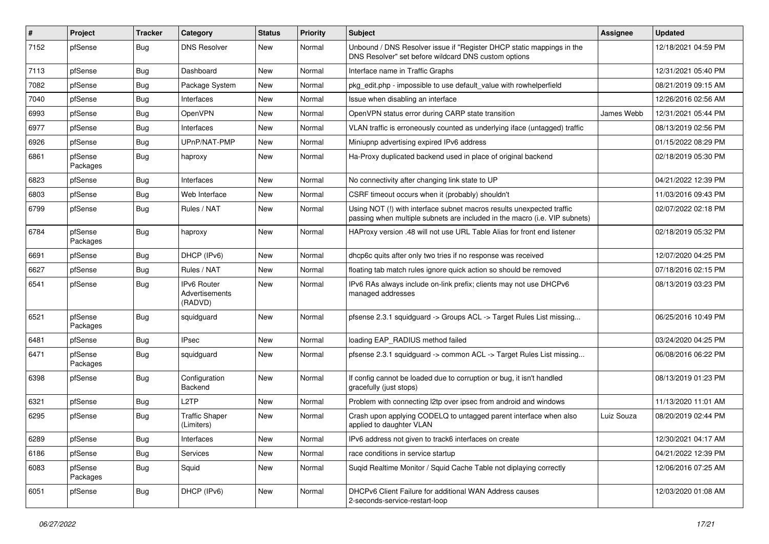| # | Project | Tracker | Category | Status | Priority | Subject | Assignee | Updated |
|---|---|---|---|---|---|---|---|---|
| 7152 | pfSense | Bug | DNS Resolver | New | Normal | Unbound / DNS Resolver issue if "Register DHCP static mappings in the DNS Resolver" set before wildcard DNS custom options | | 12/18/2021 04:59 PM |
| 7113 | pfSense | Bug | Dashboard | New | Normal | Interface name in Traffic Graphs | | 12/31/2021 05:40 PM |
| 7082 | pfSense | Bug | Package System | New | Normal | pkg_edit.php - impossible to use default_value with rowhelperfield | | 08/21/2019 09:15 AM |
| 7040 | pfSense | Bug | Interfaces | New | Normal | Issue when disabling an interface | | 12/26/2016 02:56 AM |
| 6993 | pfSense | Bug | OpenVPN | New | Normal | OpenVPN status error during CARP state transition | James Webb | 12/31/2021 05:44 PM |
| 6977 | pfSense | Bug | Interfaces | New | Normal | VLAN traffic is erroneously counted as underlying iface (untagged) traffic | | 08/13/2019 02:56 PM |
| 6926 | pfSense | Bug | UPnP/NAT-PMP | New | Normal | Miniupnp advertising expired IPv6 address | | 01/15/2022 08:29 PM |
| 6861 | pfSense Packages | Bug | haproxy | New | Normal | Ha-Proxy duplicated backend used in place of original backend | | 02/18/2019 05:30 PM |
| 6823 | pfSense | Bug | Interfaces | New | Normal | No connectivity after changing link state to UP | | 04/21/2022 12:39 PM |
| 6803 | pfSense | Bug | Web Interface | New | Normal | CSRF timeout occurs when it (probably) shouldn't | | 11/03/2016 09:43 PM |
| 6799 | pfSense | Bug | Rules / NAT | New | Normal | Using NOT (!) with interface subnet macros results unexpected traffic passing when multiple subnets are included in the macro (i.e. VIP subnets) | | 02/07/2022 02:18 PM |
| 6784 | pfSense Packages | Bug | haproxy | New | Normal | HAProxy version .48 will not use URL Table Alias for front end listener | | 02/18/2019 05:32 PM |
| 6691 | pfSense | Bug | DHCP (IPv6) | New | Normal | dhcp6c quits after only two tries if no response was received | | 12/07/2020 04:25 PM |
| 6627 | pfSense | Bug | Rules / NAT | New | Normal | floating tab match rules ignore quick action so should be removed | | 07/18/2016 02:15 PM |
| 6541 | pfSense | Bug | IPv6 Router Advertisements (RADVD) | New | Normal | IPv6 RAs always include on-link prefix; clients may not use DHCPv6 managed addresses | | 08/13/2019 03:23 PM |
| 6521 | pfSense Packages | Bug | squidguard | New | Normal | pfsense 2.3.1 squidguard -> Groups ACL -> Target Rules List missing... | | 06/25/2016 10:49 PM |
| 6481 | pfSense | Bug | IPsec | New | Normal | loading EAP_RADIUS method failed | | 03/24/2020 04:25 PM |
| 6471 | pfSense Packages | Bug | squidguard | New | Normal | pfsense 2.3.1 squidguard -> common ACL -> Target Rules List missing... | | 06/08/2016 06:22 PM |
| 6398 | pfSense | Bug | Configuration Backend | New | Normal | If config cannot be loaded due to corruption or bug, it isn't handled gracefully (just stops) | | 08/13/2019 01:23 PM |
| 6321 | pfSense | Bug | L2TP | New | Normal | Problem with connecting l2tp over ipsec from android and windows | | 11/13/2020 11:01 AM |
| 6295 | pfSense | Bug | Traffic Shaper (Limiters) | New | Normal | Crash upon applying CODELQ to untagged parent interface when also applied to daughter VLAN | Luiz Souza | 08/20/2019 02:44 PM |
| 6289 | pfSense | Bug | Interfaces | New | Normal | IPv6 address not given to track6 interfaces on create | | 12/30/2021 04:17 AM |
| 6186 | pfSense | Bug | Services | New | Normal | race conditions in service startup | | 04/21/2022 12:39 PM |
| 6083 | pfSense Packages | Bug | Squid | New | Normal | Suqid Realtime Monitor / Squid Cache Table not diplaying correctly | | 12/06/2016 07:25 AM |
| 6051 | pfSense | Bug | DHCP (IPv6) | New | Normal | DHCPv6 Client Failure for additional WAN Address causes 2-seconds-service-restart-loop | | 12/03/2020 01:08 AM |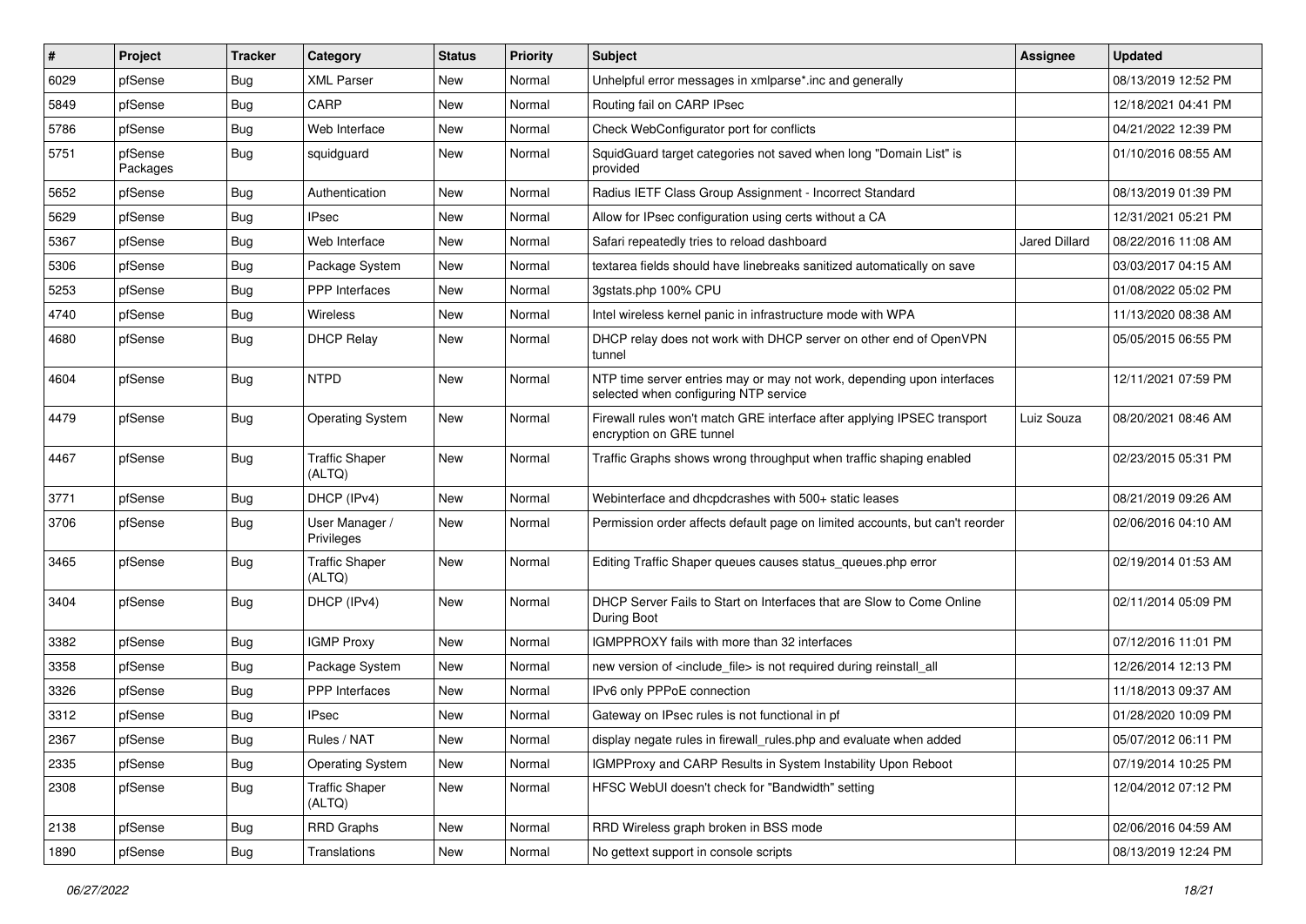| # | Project | Tracker | Category | Status | Priority | Subject | Assignee | Updated |
|---|---|---|---|---|---|---|---|---|
| 6029 | pfSense | Bug | XML Parser | New | Normal | Unhelpful error messages in xmlparse*.inc and generally | | 08/13/2019 12:52 PM |
| 5849 | pfSense | Bug | CARP | New | Normal | Routing fail on CARP IPsec | | 12/18/2021 04:41 PM |
| 5786 | pfSense | Bug | Web Interface | New | Normal | Check WebConfigurator port for conflicts | | 04/21/2022 12:39 PM |
| 5751 | pfSense Packages | Bug | squidguard | New | Normal | SquidGuard target categories not saved when long "Domain List" is provided | | 01/10/2016 08:55 AM |
| 5652 | pfSense | Bug | Authentication | New | Normal | Radius IETF Class Group Assignment - Incorrect Standard | | 08/13/2019 01:39 PM |
| 5629 | pfSense | Bug | IPsec | New | Normal | Allow for IPsec configuration using certs without a CA | | 12/31/2021 05:21 PM |
| 5367 | pfSense | Bug | Web Interface | New | Normal | Safari repeatedly tries to reload dashboard | Jared Dillard | 08/22/2016 11:08 AM |
| 5306 | pfSense | Bug | Package System | New | Normal | textarea fields should have linebreaks sanitized automatically on save | | 03/03/2017 04:15 AM |
| 5253 | pfSense | Bug | PPP Interfaces | New | Normal | 3gstats.php 100% CPU | | 01/08/2022 05:02 PM |
| 4740 | pfSense | Bug | Wireless | New | Normal | Intel wireless kernel panic in infrastructure mode with WPA | | 11/13/2020 08:38 AM |
| 4680 | pfSense | Bug | DHCP Relay | New | Normal | DHCP relay does not work with DHCP server on other end of OpenVPN tunnel | | 05/05/2015 06:55 PM |
| 4604 | pfSense | Bug | NTPD | New | Normal | NTP time server entries may or may not work, depending upon interfaces selected when configuring NTP service | | 12/11/2021 07:59 PM |
| 4479 | pfSense | Bug | Operating System | New | Normal | Firewall rules won't match GRE interface after applying IPSEC transport encryption on GRE tunnel | Luiz Souza | 08/20/2021 08:46 AM |
| 4467 | pfSense | Bug | Traffic Shaper (ALTQ) | New | Normal | Traffic Graphs shows wrong throughput when traffic shaping enabled | | 02/23/2015 05:31 PM |
| 3771 | pfSense | Bug | DHCP (IPv4) | New | Normal | Webinterface and dhcpdcrashes with 500+ static leases | | 08/21/2019 09:26 AM |
| 3706 | pfSense | Bug | User Manager / Privileges | New | Normal | Permission order affects default page on limited accounts, but can't reorder | | 02/06/2016 04:10 AM |
| 3465 | pfSense | Bug | Traffic Shaper (ALTQ) | New | Normal | Editing Traffic Shaper queues causes status_queues.php error | | 02/19/2014 01:53 AM |
| 3404 | pfSense | Bug | DHCP (IPv4) | New | Normal | DHCP Server Fails to Start on Interfaces that are Slow to Come Online During Boot | | 02/11/2014 05:09 PM |
| 3382 | pfSense | Bug | IGMP Proxy | New | Normal | IGMPPROXY fails with more than 32 interfaces | | 07/12/2016 11:01 PM |
| 3358 | pfSense | Bug | Package System | New | Normal | new version of <include_file> is not required during reinstall_all | | 12/26/2014 12:13 PM |
| 3326 | pfSense | Bug | PPP Interfaces | New | Normal | IPv6 only PPPoE connection | | 11/18/2013 09:37 AM |
| 3312 | pfSense | Bug | IPsec | New | Normal | Gateway on IPsec rules is not functional in pf | | 01/28/2020 10:09 PM |
| 2367 | pfSense | Bug | Rules / NAT | New | Normal | display negate rules in firewall_rules.php and evaluate when added | | 05/07/2012 06:11 PM |
| 2335 | pfSense | Bug | Operating System | New | Normal | IGMPProxy and CARP Results in System Instability Upon Reboot | | 07/19/2014 10:25 PM |
| 2308 | pfSense | Bug | Traffic Shaper (ALTQ) | New | Normal | HFSC WebUI doesn't check for "Bandwidth" setting | | 12/04/2012 07:12 PM |
| 2138 | pfSense | Bug | RRD Graphs | New | Normal | RRD Wireless graph broken in BSS mode | | 02/06/2016 04:59 AM |
| 1890 | pfSense | Bug | Translations | New | Normal | No gettext support in console scripts | | 08/13/2019 12:24 PM |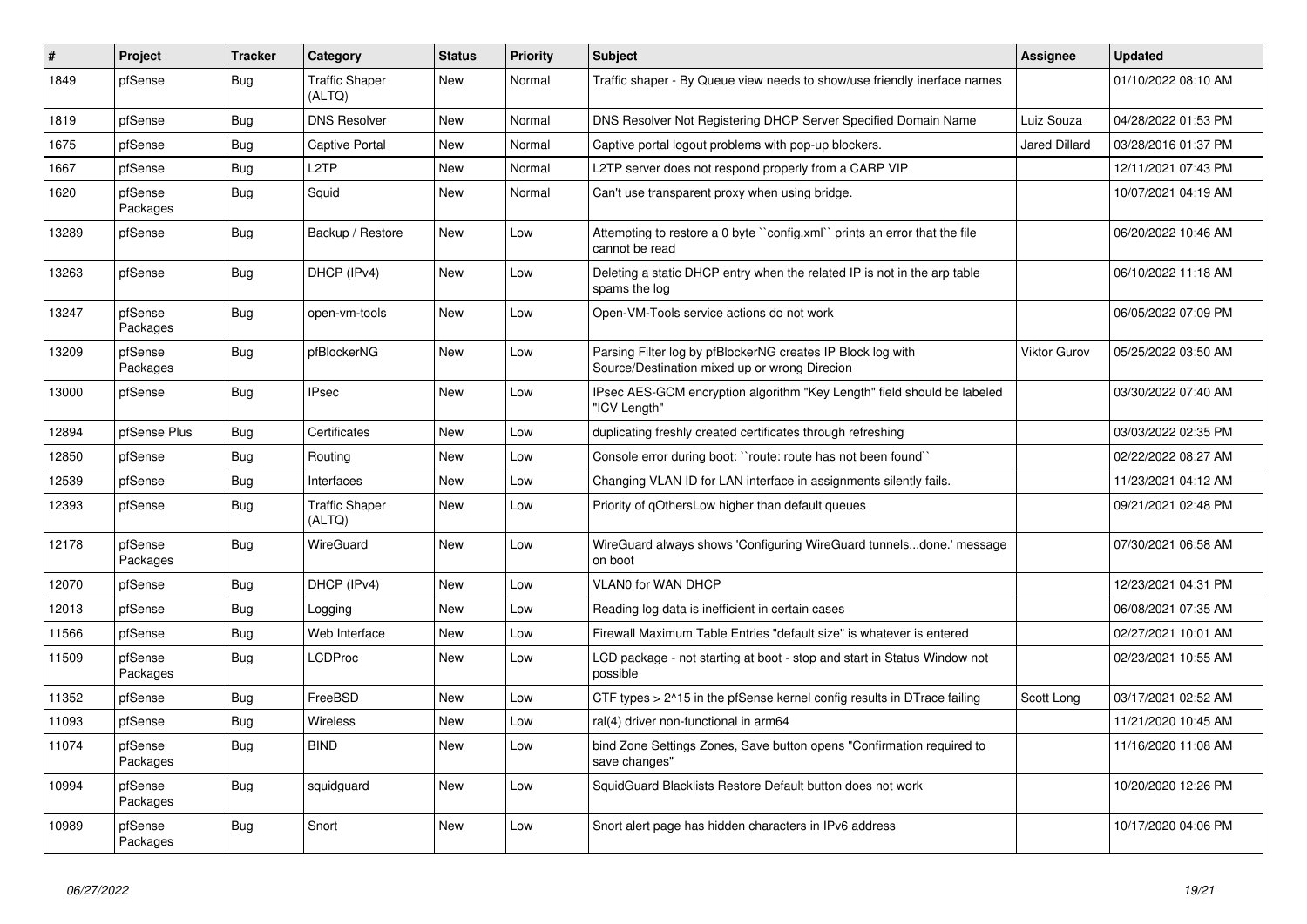| # | Project | Tracker | Category | Status | Priority | Subject | Assignee | Updated |
|---|---|---|---|---|---|---|---|---|
| 1849 | pfSense | Bug | Traffic Shaper (ALTQ) | New | Normal | Traffic shaper - By Queue view needs to show/use friendly inerface names | | 01/10/2022 08:10 AM |
| 1819 | pfSense | Bug | DNS Resolver | New | Normal | DNS Resolver Not Registering DHCP Server Specified Domain Name | Luiz Souza | 04/28/2022 01:53 PM |
| 1675 | pfSense | Bug | Captive Portal | New | Normal | Captive portal logout problems with pop-up blockers. | Jared Dillard | 03/28/2016 01:37 PM |
| 1667 | pfSense | Bug | L2TP | New | Normal | L2TP server does not respond properly from a CARP VIP | | 12/11/2021 07:43 PM |
| 1620 | pfSense Packages | Bug | Squid | New | Normal | Can't use transparent proxy when using bridge. | | 10/07/2021 04:19 AM |
| 13289 | pfSense | Bug | Backup / Restore | New | Low | Attempting to restore a 0 byte ``config.xml`` prints an error that the file cannot be read | | 06/20/2022 10:46 AM |
| 13263 | pfSense | Bug | DHCP (IPv4) | New | Low | Deleting a static DHCP entry when the related IP is not in the arp table spams the log | | 06/10/2022 11:18 AM |
| 13247 | pfSense Packages | Bug | open-vm-tools | New | Low | Open-VM-Tools service actions do not work | | 06/05/2022 07:09 PM |
| 13209 | pfSense Packages | Bug | pfBlockerNG | New | Low | Parsing Filter log by pfBlockerNG creates IP Block log with Source/Destination mixed up or wrong Direcion | Viktor Gurov | 05/25/2022 03:50 AM |
| 13000 | pfSense | Bug | IPsec | New | Low | IPsec AES-GCM encryption algorithm "Key Length" field should be labeled "ICV Length" | | 03/30/2022 07:40 AM |
| 12894 | pfSense Plus | Bug | Certificates | New | Low | duplicating freshly created certificates through refreshing | | 03/03/2022 02:35 PM |
| 12850 | pfSense | Bug | Routing | New | Low | Console error during boot: ``route: route has not been found`` | | 02/22/2022 08:27 AM |
| 12539 | pfSense | Bug | Interfaces | New | Low | Changing VLAN ID for LAN interface in assignments silently fails. | | 11/23/2021 04:12 AM |
| 12393 | pfSense | Bug | Traffic Shaper (ALTQ) | New | Low | Priority of qOthersLow higher than default queues | | 09/21/2021 02:48 PM |
| 12178 | pfSense Packages | Bug | WireGuard | New | Low | WireGuard always shows 'Configuring WireGuard tunnels...done.' message on boot | | 07/30/2021 06:58 AM |
| 12070 | pfSense | Bug | DHCP (IPv4) | New | Low | VLAN0 for WAN DHCP | | 12/23/2021 04:31 PM |
| 12013 | pfSense | Bug | Logging | New | Low | Reading log data is inefficient in certain cases | | 06/08/2021 07:35 AM |
| 11566 | pfSense | Bug | Web Interface | New | Low | Firewall Maximum Table Entries "default size" is whatever is entered | | 02/27/2021 10:01 AM |
| 11509 | pfSense Packages | Bug | LCDProc | New | Low | LCD package - not starting at boot - stop and start in Status Window not possible | | 02/23/2021 10:55 AM |
| 11352 | pfSense | Bug | FreeBSD | New | Low | CTF types > 2^15 in the pfSense kernel config results in DTrace failing | Scott Long | 03/17/2021 02:52 AM |
| 11093 | pfSense | Bug | Wireless | New | Low | ral(4) driver non-functional in arm64 | | 11/21/2020 10:45 AM |
| 11074 | pfSense Packages | Bug | BIND | New | Low | bind Zone Settings Zones, Save button opens "Confirmation required to save changes" | | 11/16/2020 11:08 AM |
| 10994 | pfSense Packages | Bug | squidguard | New | Low | SquidGuard Blacklists Restore Default button does not work | | 10/20/2020 12:26 PM |
| 10989 | pfSense Packages | Bug | Snort | New | Low | Snort alert page has hidden characters in IPv6 address | | 10/17/2020 04:06 PM |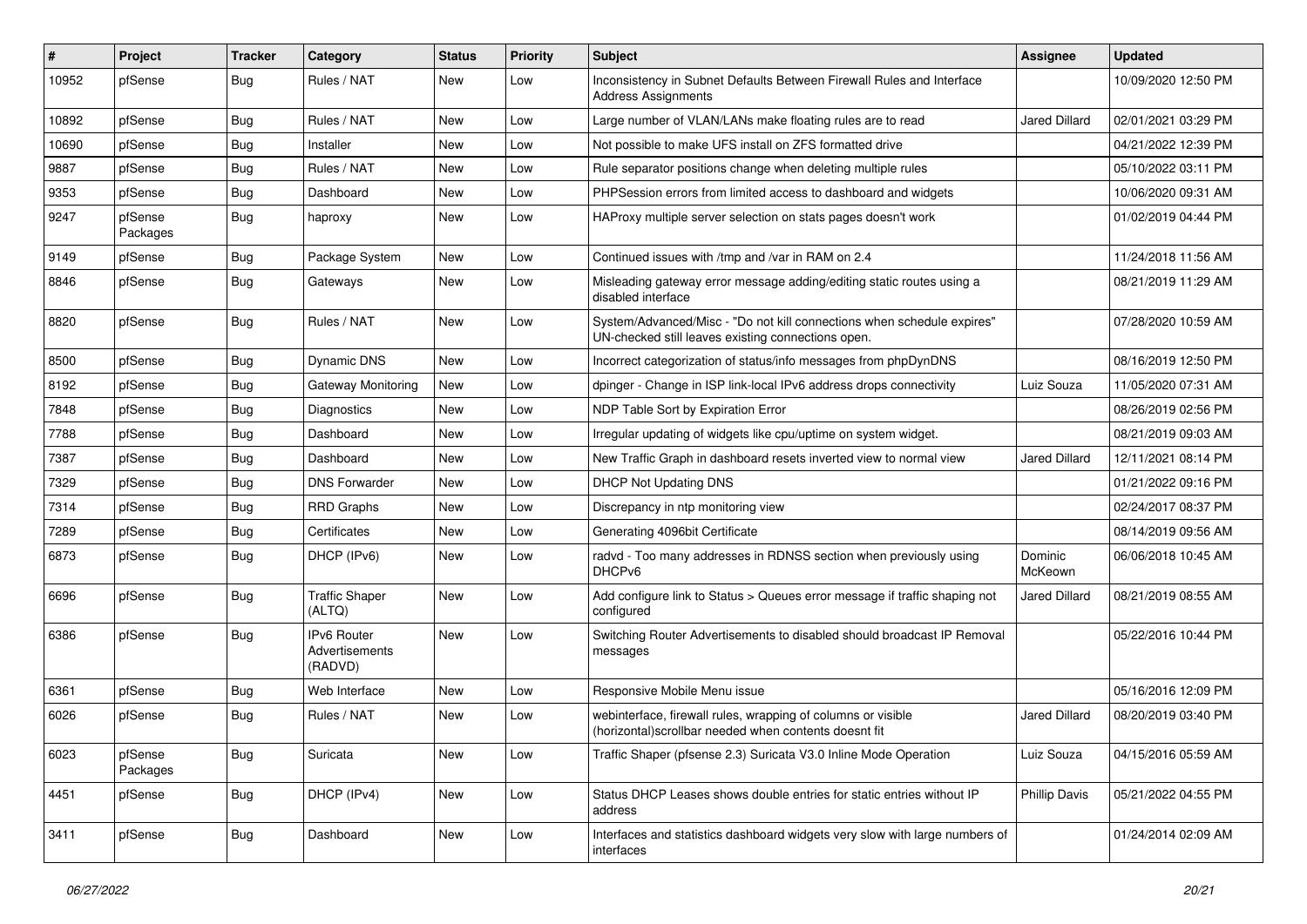| # | Project | Tracker | Category | Status | Priority | Subject | Assignee | Updated |
|---|---|---|---|---|---|---|---|---|
| 10952 | pfSense | Bug | Rules / NAT | New | Low | Inconsistency in Subnet Defaults Between Firewall Rules and Interface Address Assignments | | 10/09/2020 12:50 PM |
| 10892 | pfSense | Bug | Rules / NAT | New | Low | Large number of VLAN/LANs make floating rules are to read | Jared Dillard | 02/01/2021 03:29 PM |
| 10690 | pfSense | Bug | Installer | New | Low | Not possible to make UFS install on ZFS formatted drive | | 04/21/2022 12:39 PM |
| 9887 | pfSense | Bug | Rules / NAT | New | Low | Rule separator positions change when deleting multiple rules | | 05/10/2022 03:11 PM |
| 9353 | pfSense | Bug | Dashboard | New | Low | PHPSession errors from limited access to dashboard and widgets | | 10/06/2020 09:31 AM |
| 9247 | pfSense Packages | Bug | haproxy | New | Low | HAProxy multiple server selection on stats pages doesn't work | | 01/02/2019 04:44 PM |
| 9149 | pfSense | Bug | Package System | New | Low | Continued issues with /tmp and /var in RAM on 2.4 | | 11/24/2018 11:56 AM |
| 8846 | pfSense | Bug | Gateways | New | Low | Misleading gateway error message adding/editing static routes using a disabled interface | | 08/21/2019 11:29 AM |
| 8820 | pfSense | Bug | Rules / NAT | New | Low | System/Advanced/Misc - "Do not kill connections when schedule expires" UN-checked still leaves existing connections open. | | 07/28/2020 10:59 AM |
| 8500 | pfSense | Bug | Dynamic DNS | New | Low | Incorrect categorization of status/info messages from phpDynDNS | | 08/16/2019 12:50 PM |
| 8192 | pfSense | Bug | Gateway Monitoring | New | Low | dpinger - Change in ISP link-local IPv6 address drops connectivity | Luiz Souza | 11/05/2020 07:31 AM |
| 7848 | pfSense | Bug | Diagnostics | New | Low | NDP Table Sort by Expiration Error | | 08/26/2019 02:56 PM |
| 7788 | pfSense | Bug | Dashboard | New | Low | Irregular updating of widgets like cpu/uptime on system widget. | | 08/21/2019 09:03 AM |
| 7387 | pfSense | Bug | Dashboard | New | Low | New Traffic Graph in dashboard resets inverted view to normal view | Jared Dillard | 12/11/2021 08:14 PM |
| 7329 | pfSense | Bug | DNS Forwarder | New | Low | DHCP Not Updating DNS | | 01/21/2022 09:16 PM |
| 7314 | pfSense | Bug | RRD Graphs | New | Low | Discrepancy in ntp monitoring view | | 02/24/2017 08:37 PM |
| 7289 | pfSense | Bug | Certificates | New | Low | Generating 4096bit Certificate | | 08/14/2019 09:56 AM |
| 6873 | pfSense | Bug | DHCP (IPv6) | New | Low | radvd - Too many addresses in RDNSS section when previously using DHCPv6 | Dominic McKeown | 06/06/2018 10:45 AM |
| 6696 | pfSense | Bug | Traffic Shaper (ALTQ) | New | Low | Add configure link to Status > Queues error message if traffic shaping not configured | Jared Dillard | 08/21/2019 08:55 AM |
| 6386 | pfSense | Bug | IPv6 Router Advertisements (RADVD) | New | Low | Switching Router Advertisements to disabled should broadcast IP Removal messages | | 05/22/2016 10:44 PM |
| 6361 | pfSense | Bug | Web Interface | New | Low | Responsive Mobile Menu issue | | 05/16/2016 12:09 PM |
| 6026 | pfSense | Bug | Rules / NAT | New | Low | webinterface, firewall rules, wrapping of columns or visible (horizontal)scrollbar needed when contents doesnt fit | Jared Dillard | 08/20/2019 03:40 PM |
| 6023 | pfSense Packages | Bug | Suricata | New | Low | Traffic Shaper (pfsense 2.3) Suricata V3.0 Inline Mode Operation | Luiz Souza | 04/15/2016 05:59 AM |
| 4451 | pfSense | Bug | DHCP (IPv4) | New | Low | Status DHCP Leases shows double entries for static entries without IP address | Phillip Davis | 05/21/2022 04:55 PM |
| 3411 | pfSense | Bug | Dashboard | New | Low | Interfaces and statistics dashboard widgets very slow with large numbers of interfaces | | 01/24/2014 02:09 AM |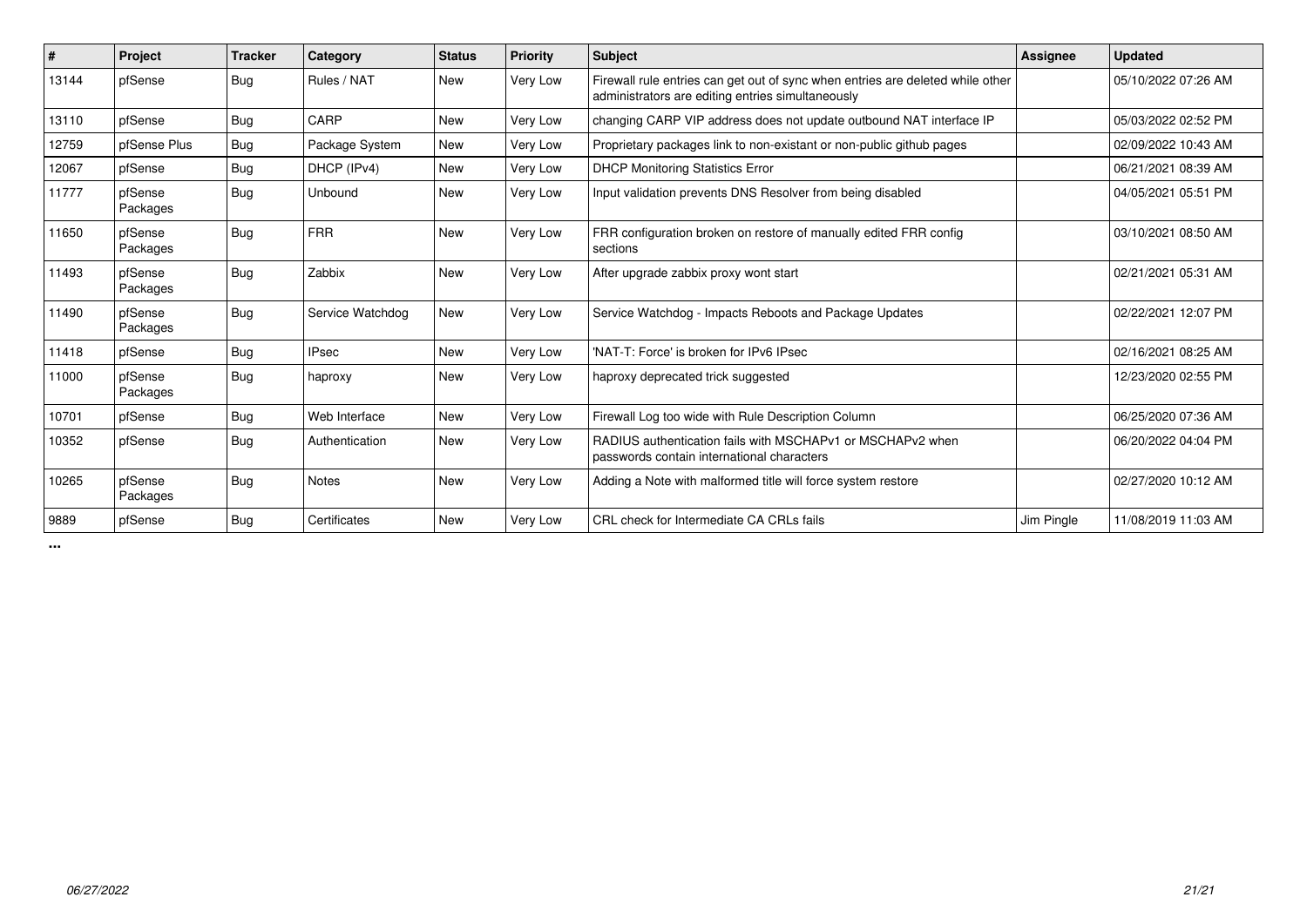| # | Project | Tracker | Category | Status | Priority | Subject | Assignee | Updated |
|---|---|---|---|---|---|---|---|---|
| 13144 | pfSense | Bug | Rules / NAT | New | Very Low | Firewall rule entries can get out of sync when entries are deleted while other administrators are editing entries simultaneously | | 05/10/2022 07:26 AM |
| 13110 | pfSense | Bug | CARP | New | Very Low | changing CARP VIP address does not update outbound NAT interface IP | | 05/03/2022 02:52 PM |
| 12759 | pfSense Plus | Bug | Package System | New | Very Low | Proprietary packages link to non-existant or non-public github pages | | 02/09/2022 10:43 AM |
| 12067 | pfSense | Bug | DHCP (IPv4) | New | Very Low | DHCP Monitoring Statistics Error | | 06/21/2021 08:39 AM |
| 11777 | pfSense Packages | Bug | Unbound | New | Very Low | Input validation prevents DNS Resolver from being disabled | | 04/05/2021 05:51 PM |
| 11650 | pfSense Packages | Bug | FRR | New | Very Low | FRR configuration broken on restore of manually edited FRR config sections | | 03/10/2021 08:50 AM |
| 11493 | pfSense Packages | Bug | Zabbix | New | Very Low | After upgrade zabbix proxy wont start | | 02/21/2021 05:31 AM |
| 11490 | pfSense Packages | Bug | Service Watchdog | New | Very Low | Service Watchdog - Impacts Reboots and Package Updates | | 02/22/2021 12:07 PM |
| 11418 | pfSense | Bug | IPsec | New | Very Low | 'NAT-T: Force' is broken for IPv6 IPsec | | 02/16/2021 08:25 AM |
| 11000 | pfSense Packages | Bug | haproxy | New | Very Low | haproxy deprecated trick suggested | | 12/23/2020 02:55 PM |
| 10701 | pfSense | Bug | Web Interface | New | Very Low | Firewall Log too wide with Rule Description Column | | 06/25/2020 07:36 AM |
| 10352 | pfSense | Bug | Authentication | New | Very Low | RADIUS authentication fails with MSCHAPv1 or MSCHAPv2 when passwords contain international characters | | 06/20/2022 04:04 PM |
| 10265 | pfSense Packages | Bug | Notes | New | Very Low | Adding a Note with malformed title will force system restore | | 02/27/2020 10:12 AM |
| 9889 | pfSense | Bug | Certificates | New | Very Low | CRL check for Intermediate CA CRLs fails | Jim Pingle | 11/08/2019 11:03 AM |

...